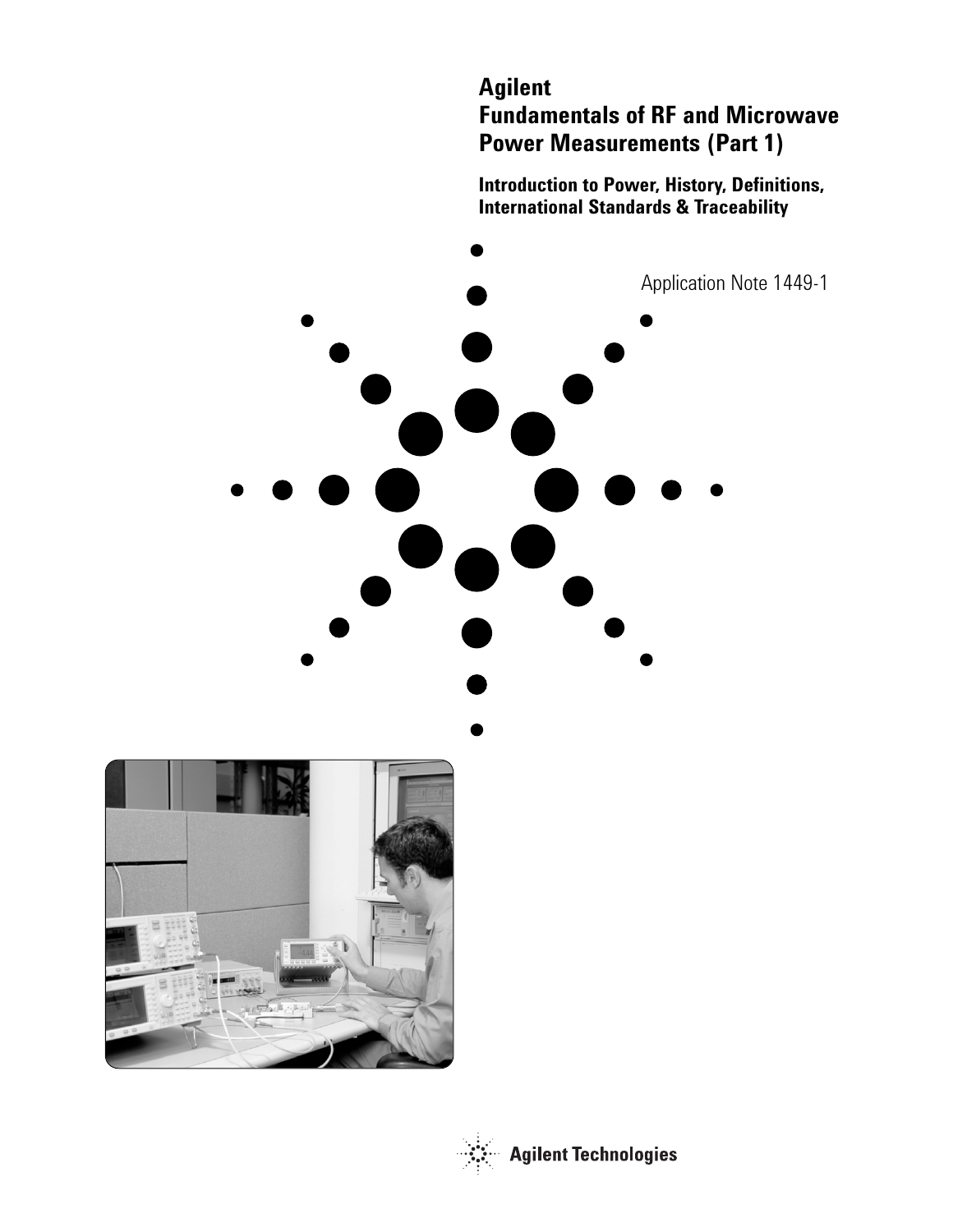# Agilent Fundamentals of RF and Microwave Power Measurements (Part 1)

## Introduction to Power, History, Definitions, International Standards & Traceability

Application Note 1449-1

Agilent Technologies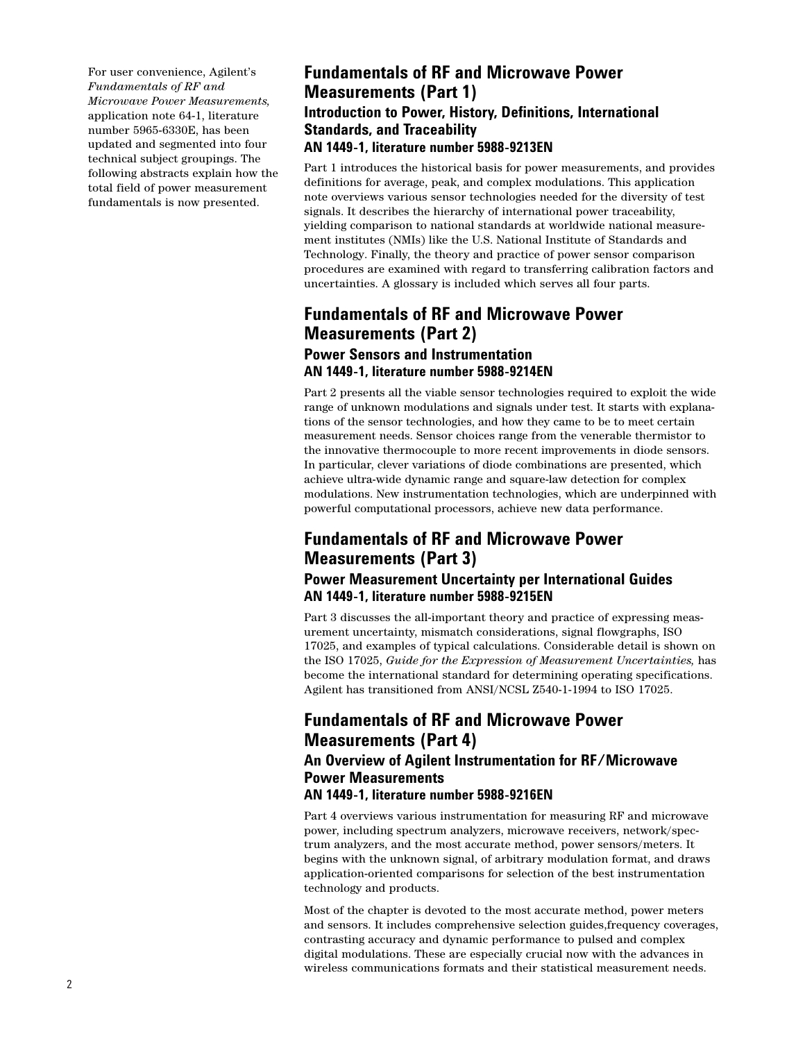For user convenience, Agilent's *Fundamentals of RF and Microwave Power Measurements*, application note 64-1, literature number 5965-6330E, has been updated and segmented into four technical subject groupings. The following abstracts explain how the total field of power measurement fundamentals is now presented.

## Fundamentals of RF and Microwave Power Measurements (Part 1)

### Introduction to Power, History, Definitions, International Standards, and Traceability

### AN 1449-1, literature number 5988-9213EN

Part 1 introduces the historical basis for power measurements, and provides definitions for average, peak, and complex modulations. This application note overviews various sensor technologies needed for the diversity of test signals. It describes the hierarchy of international power traceability, yielding comparison to national standards at worldwide national measurement institutes (NMIs) like the U.S. National Institute of Standards and Technology. Finally, the theory and practice of power sensor comparison procedures are examined with regard to transferring calibration factors and uncertainties. A glossary is included which serves all four parts.

## Fundamentals of RF and Microwave Power Measurements (Part 2)

### Power Sensors and Instrumentation

### AN 1449-1, literature number 5988-9214EN

Part 2 presents all the viable sensor technologies required to exploit the wide range of unknown modulations and signals under test. It starts with explanations of the sensor technologies, and how they came to be to meet certain measurement needs. Sensor choices range from the venerable thermistor to the innovative thermocouple to more recent improvements in diode sensors. In particular, clever variations of diode combinations are presented, which achieve ultra-wide dynamic range and square-law detection for complex modulations. New instrumentation technologies, which are underpinned with powerful computational processors, achieve new data performance.

## Fundamentals of RF and Microwave Power Measurements (Part 3)

### Power Measurement Uncertainty per International Guides

### AN 1449-1, literature number 5988-9215EN

Part 3 discusses the all-important theory and practice of expressing measurement uncertainty, mismatch considerations, signal flowgraphs, ISO 17025, and examples of typical calculations. Considerable detail is shown on the ISO 17025, *Guide for the Expression of Measurement Uncertainties,* has become the international standard for determining operating specifications. Agilent has transitioned from ANSI/NCSL Z540-1-1994 to ISO 17025.

## Fundamentals of RF and Microwave Power Measurements (Part 4)

### An Overview of Agilent Instrumentation for RF/Microwave Power Measurements

### AN 1449-1, literature number 5988-9216EN

Part 4 overviews various instrumentation for measuring RF and microwave power, including spectrum analyzers, microwave receivers, network/spectrum analyzers, and the most accurate method, power sensors/meters. It begins with the unknown signal, of arbitrary modulation format, and draws application-oriented comparisons for selection of the best instrumentation technology and products.

Most of the chapter is devoted to the most accurate method, power meters and sensors. It includes comprehensive selection guides,frequency coverages, contrasting accuracy and dynamic performance to pulsed and complex digital modulations. These are especially crucial now with the advances in wireless communications formats and their statistical measurement needs.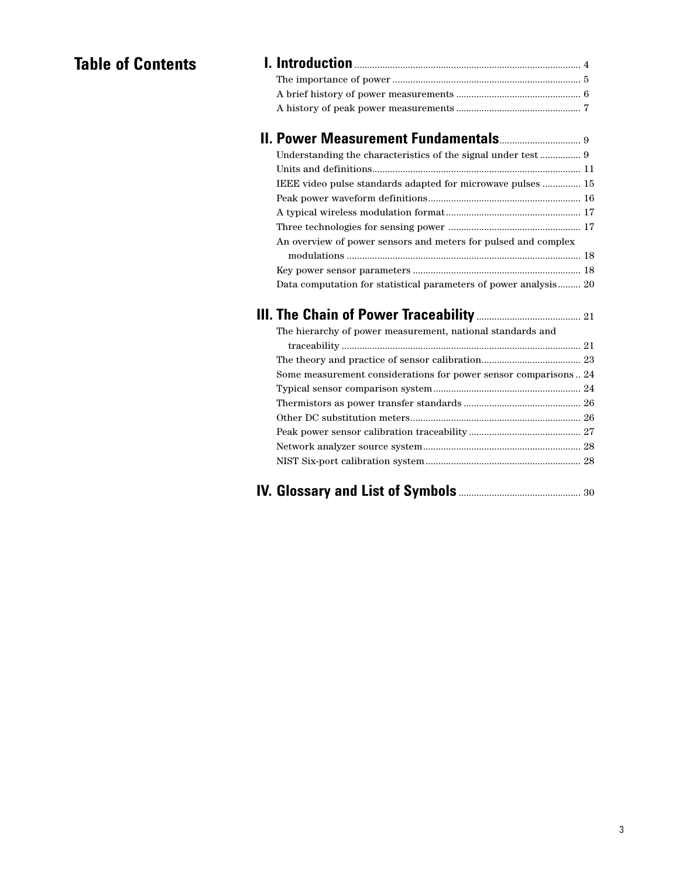# Table of Contents

**I. Introduction** .......... 4

- The importance of power .......... 5
- A brief history of power measurements .......... 6
- A history of peak power measurements .......... 7

**II. Power Measurement Fundamentals** .......... 9

- Understanding the characteristics of the signal under test .......... 9
- Units and definitions .......... 11
- IEEE video pulse standards adapted for microwave pulses .......... 15
- Peak power waveform definitions .......... 16
- A typical wireless modulation format .......... 17
- Three technologies for sensing power .......... 17
- An overview of power sensors and meters for pulsed and complex modulations .......... 18
- Key power sensor parameters .......... 18
- Data computation for statistical parameters of power analysis .......... 20

**III. The Chain of Power Traceability** .......... 21

- The hierarchy of power measurement, national standards and traceability .......... 21
- The theory and practice of sensor calibration .......... 23
- Some measurement considerations for power sensor comparisons .......... 24
- Typical sensor comparison system .......... 24
- Thermistors as power transfer standards .......... 26
- Other DC substitution meters .......... 26
- Peak power sensor calibration traceability .......... 27
- Network analyzer source system .......... 28
- NIST Six-port calibration system .......... 28

**IV. Glossary and List of Symbols** .......... 30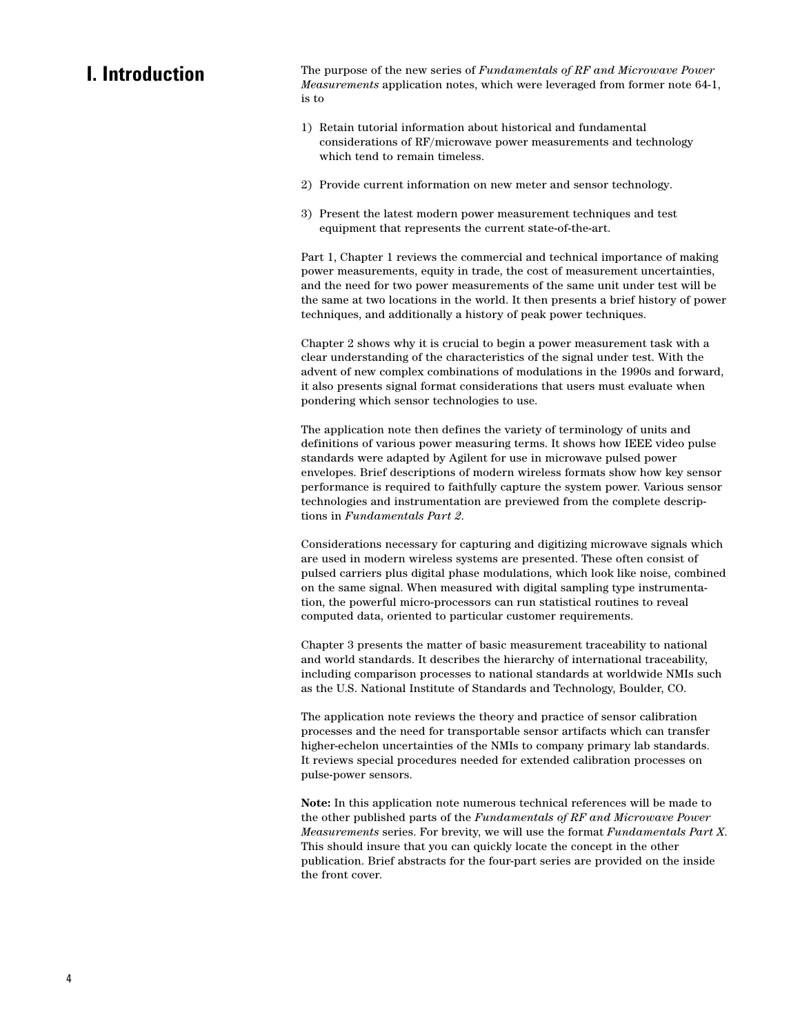# I. Introduction

The purpose of the new series of *Fundamentals of RF and Microwave Power Measurements* application notes, which were leveraged from former note 64-1, is to

1) Retain tutorial information about historical and fundamental considerations of RF/microwave power measurements and technology which tend to remain timeless.

2) Provide current information on new meter and sensor technology.

3) Present the latest modern power measurement techniques and test equipment that represents the current state-of-the-art.

Part 1, Chapter 1 reviews the commercial and technical importance of making power measurements, equity in trade, the cost of measurement uncertainties, and the need for two power measurements of the same unit under test will be the same at two locations in the world. It then presents a brief history of power techniques, and additionally a history of peak power techniques.

Chapter 2 shows why it is crucial to begin a power measurement task with a clear understanding of the characteristics of the signal under test. With the advent of new complex combinations of modulations in the 1990s and forward, it also presents signal format considerations that users must evaluate when pondering which sensor technologies to use.

The application note then defines the variety of terminology of units and definitions of various power measuring terms. It shows how IEEE video pulse standards were adapted by Agilent for use in microwave pulsed power envelopes. Brief descriptions of modern wireless formats show how key sensor performance is required to faithfully capture the system power. Various sensor technologies and instrumentation are previewed from the complete descriptions in *Fundamentals Part 2*.

Considerations necessary for capturing and digitizing microwave signals which are used in modern wireless systems are presented. These often consist of pulsed carriers plus digital phase modulations, which look like noise, combined on the same signal. When measured with digital sampling type instrumentation, the powerful micro-processors can run statistical routines to reveal computed data, oriented to particular customer requirements.

Chapter 3 presents the matter of basic measurement traceability to national and world standards. It describes the hierarchy of international traceability, including comparison processes to national standards at worldwide NMIs such as the U.S. National Institute of Standards and Technology, Boulder, CO.

The application note reviews the theory and practice of sensor calibration processes and the need for transportable sensor artifacts which can transfer higher-echelon uncertainties of the NMIs to company primary lab standards. It reviews special procedures needed for extended calibration processes on pulse-power sensors.

**Note:** In this application note numerous technical references will be made to the other published parts of the *Fundamentals of RF and Microwave Power Measurements* series. For brevity, we will use the format *Fundamentals Part X*. This should insure that you can quickly locate the concept in the other publication. Brief abstracts for the four-part series are provided on the inside the front cover.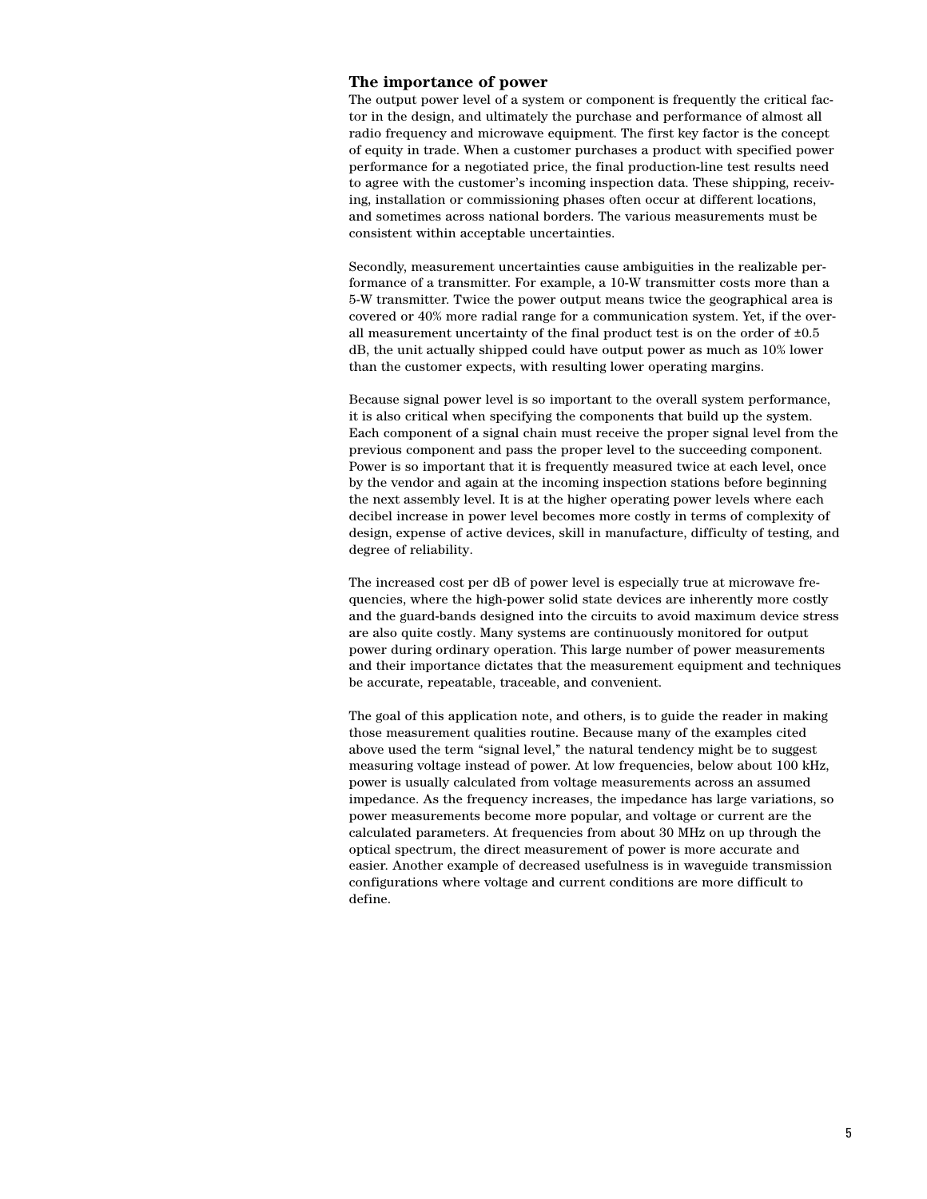## The importance of power

The output power level of a system or component is frequently the critical factor in the design, and ultimately the purchase and performance of almost all radio frequency and microwave equipment. The first key factor is the concept of equity in trade. When a customer purchases a product with specified power performance for a negotiated price, the final production-line test results need to agree with the customer's incoming inspection data. These shipping, receiving, installation or commissioning phases often occur at different locations, and sometimes across national borders. The various measurements must be consistent within acceptable uncertainties.

Secondly, measurement uncertainties cause ambiguities in the realizable performance of a transmitter. For example, a 10-W transmitter costs more than a 5-W transmitter. Twice the power output means twice the geographical area is covered or 40% more radial range for a communication system. Yet, if the overall measurement uncertainty of the final product test is on the order of ±0.5 dB, the unit actually shipped could have output power as much as 10% lower than the customer expects, with resulting lower operating margins.

Because signal power level is so important to the overall system performance, it is also critical when specifying the components that build up the system. Each component of a signal chain must receive the proper signal level from the previous component and pass the proper level to the succeeding component. Power is so important that it is frequently measured twice at each level, once by the vendor and again at the incoming inspection stations before beginning the next assembly level. It is at the higher operating power levels where each decibel increase in power level becomes more costly in terms of complexity of design, expense of active devices, skill in manufacture, difficulty of testing, and degree of reliability.

The increased cost per dB of power level is especially true at microwave frequencies, where the high-power solid state devices are inherently more costly and the guard-bands designed into the circuits to avoid maximum device stress are also quite costly. Many systems are continuously monitored for output power during ordinary operation. This large number of power measurements and their importance dictates that the measurement equipment and techniques be accurate, repeatable, traceable, and convenient.

The goal of this application note, and others, is to guide the reader in making those measurement qualities routine. Because many of the examples cited above used the term "signal level," the natural tendency might be to suggest measuring voltage instead of power. At low frequencies, below about 100 kHz, power is usually calculated from voltage measurements across an assumed impedance. As the frequency increases, the impedance has large variations, so power measurements become more popular, and voltage or current are the calculated parameters. At frequencies from about 30 MHz on up through the optical spectrum, the direct measurement of power is more accurate and easier. Another example of decreased usefulness is in waveguide transmission configurations where voltage and current conditions are more difficult to define.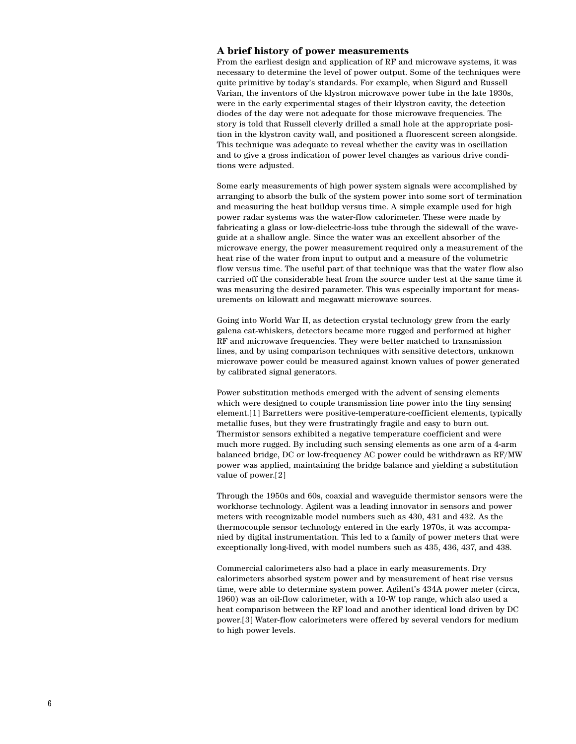### A brief history of power measurements

From the earliest design and application of RF and microwave systems, it was necessary to determine the level of power output. Some of the techniques were quite primitive by today's standards. For example, when Sigurd and Russell Varian, the inventors of the klystron microwave power tube in the late 1930s, were in the early experimental stages of their klystron cavity, the detection diodes of the day were not adequate for those microwave frequencies. The story is told that Russell cleverly drilled a small hole at the appropriate position in the klystron cavity wall, and positioned a fluorescent screen alongside. This technique was adequate to reveal whether the cavity was in oscillation and to give a gross indication of power level changes as various drive conditions were adjusted.

Some early measurements of high power system signals were accomplished by arranging to absorb the bulk of the system power into some sort of termination and measuring the heat buildup versus time. A simple example used for high power radar systems was the water-flow calorimeter. These were made by fabricating a glass or low-dielectric-loss tube through the sidewall of the waveguide at a shallow angle. Since the water was an excellent absorber of the microwave energy, the power measurement required only a measurement of the heat rise of the water from input to output and a measure of the volumetric flow versus time. The useful part of that technique was that the water flow also carried off the considerable heat from the source under test at the same time it was measuring the desired parameter. This was especially important for measurements on kilowatt and megawatt microwave sources.

Going into World War II, as detection crystal technology grew from the early galena cat-whiskers, detectors became more rugged and performed at higher RF and microwave frequencies. They were better matched to transmission lines, and by using comparison techniques with sensitive detectors, unknown microwave power could be measured against known values of power generated by calibrated signal generators.

Power substitution methods emerged with the advent of sensing elements which were designed to couple transmission line power into the tiny sensing element.[1] Barretters were positive-temperature-coefficient elements, typically metallic fuses, but they were frustratingly fragile and easy to burn out. Thermistor sensors exhibited a negative temperature coefficient and were much more rugged. By including such sensing elements as one arm of a 4-arm balanced bridge, DC or low-frequency AC power could be withdrawn as RF/MW power was applied, maintaining the bridge balance and yielding a substitution value of power.[2]

Through the 1950s and 60s, coaxial and waveguide thermistor sensors were the workhorse technology. Agilent was a leading innovator in sensors and power meters with recognizable model numbers such as 430, 431 and 432. As the thermocouple sensor technology entered in the early 1970s, it was accompanied by digital instrumentation. This led to a family of power meters that were exceptionally long-lived, with model numbers such as 435, 436, 437, and 438.

Commercial calorimeters also had a place in early measurements. Dry calorimeters absorbed system power and by measurement of heat rise versus time, were able to determine system power. Agilent's 434A power meter (circa, 1960) was an oil-flow calorimeter, with a 10-W top range, which also used a heat comparison between the RF load and another identical load driven by DC power.[3] Water-flow calorimeters were offered by several vendors for medium to high power levels.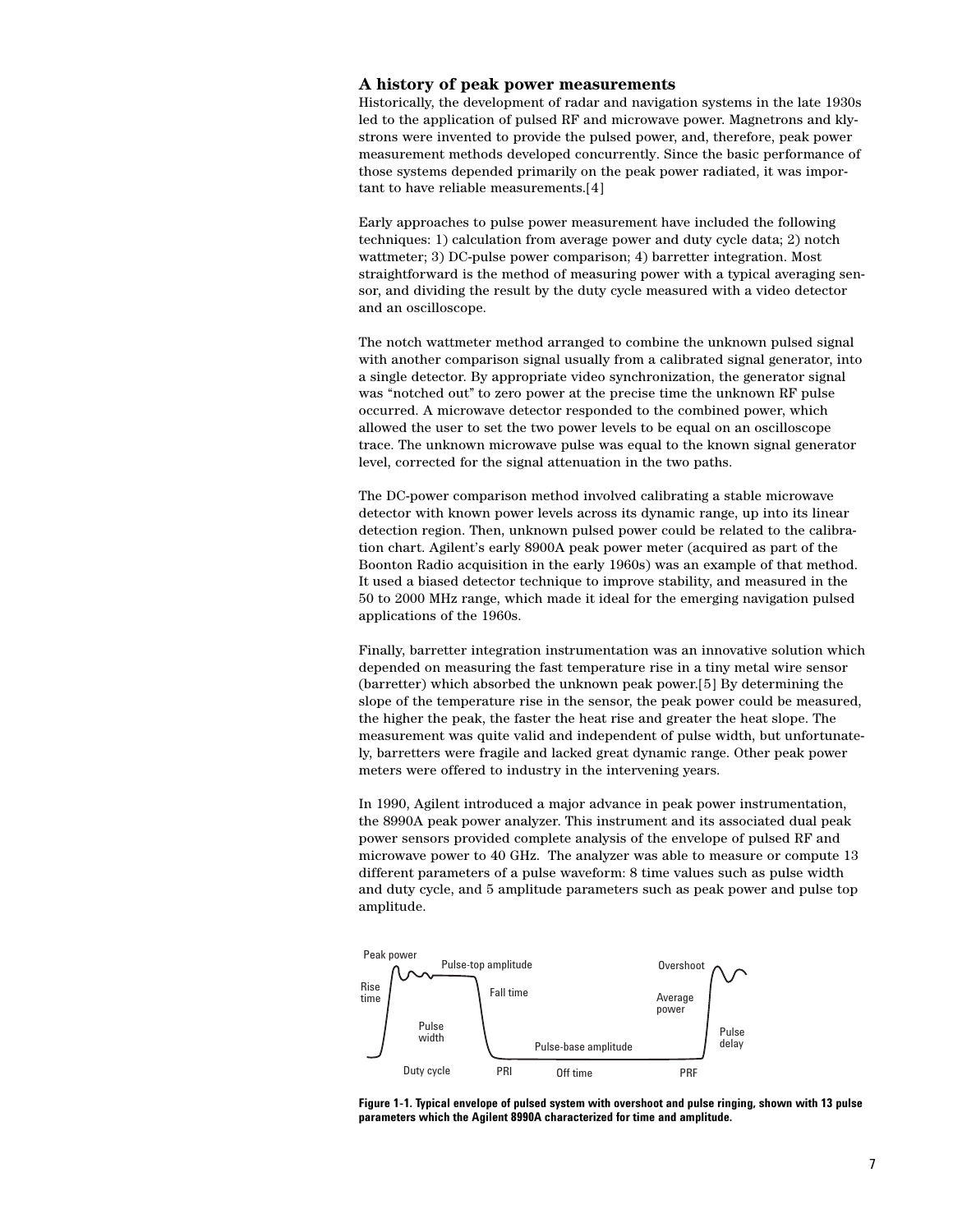## A history of peak power measurements

Historically, the development of radar and navigation systems in the late 1930s led to the application of pulsed RF and microwave power. Magnetrons and klystrons were invented to provide the pulsed power, and, therefore, peak power measurement methods developed concurrently. Since the basic performance of those systems depended primarily on the peak power radiated, it was important to have reliable measurements.[4]

Early approaches to pulse power measurement have included the following techniques: 1) calculation from average power and duty cycle data; 2) notch wattmeter; 3) DC-pulse power comparison; 4) barretter integration. Most straightforward is the method of measuring power with a typical averaging sensor, and dividing the result by the duty cycle measured with a video detector and an oscilloscope.

The notch wattmeter method arranged to combine the unknown pulsed signal with another comparison signal usually from a calibrated signal generator, into a single detector. By appropriate video synchronization, the generator signal was "notched out" to zero power at the precise time the unknown RF pulse occurred. A microwave detector responded to the combined power, which allowed the user to set the two power levels to be equal on an oscilloscope trace. The unknown microwave pulse was equal to the known signal generator level, corrected for the signal attenuation in the two paths.

The DC-power comparison method involved calibrating a stable microwave detector with known power levels across its dynamic range, up into its linear detection region. Then, unknown pulsed power could be related to the calibration chart. Agilent's early 8900A peak power meter (acquired as part of the Boonton Radio acquisition in the early 1960s) was an example of that method. It used a biased detector technique to improve stability, and measured in the 50 to 2000 MHz range, which made it ideal for the emerging navigation pulsed applications of the 1960s.

Finally, barretter integration instrumentation was an innovative solution which depended on measuring the fast temperature rise in a tiny metal wire sensor (barretter) which absorbed the unknown peak power.[5] By determining the slope of the temperature rise in the sensor, the peak power could be measured, the higher the peak, the faster the heat rise and greater the heat slope. The measurement was quite valid and independent of pulse width, but unfortunately, barretters were fragile and lacked great dynamic range. Other peak power meters were offered to industry in the intervening years.

In 1990, Agilent introduced a major advance in peak power instrumentation, the 8990A peak power analyzer. This instrument and its associated dual peak power sensors provided complete analysis of the envelope of pulsed RF and microwave power to 40 GHz. The analyzer was able to measure or compute 13 different parameters of a pulse waveform: 8 time values such as pulse width and duty cycle, and 5 amplitude parameters such as peak power and pulse top amplitude.

Peak power, Pulse-top amplitude, Overshoot, Rise time, Fall time, Average power, Pulse width, Pulse delay, Pulse-base amplitude, Duty cycle, PRI, Off time, PRF

**Figure 1-1. Typical envelope of pulsed system with overshoot and pulse ringing, shown with 13 pulse parameters which the Agilent 8990A characterized for time and amplitude.**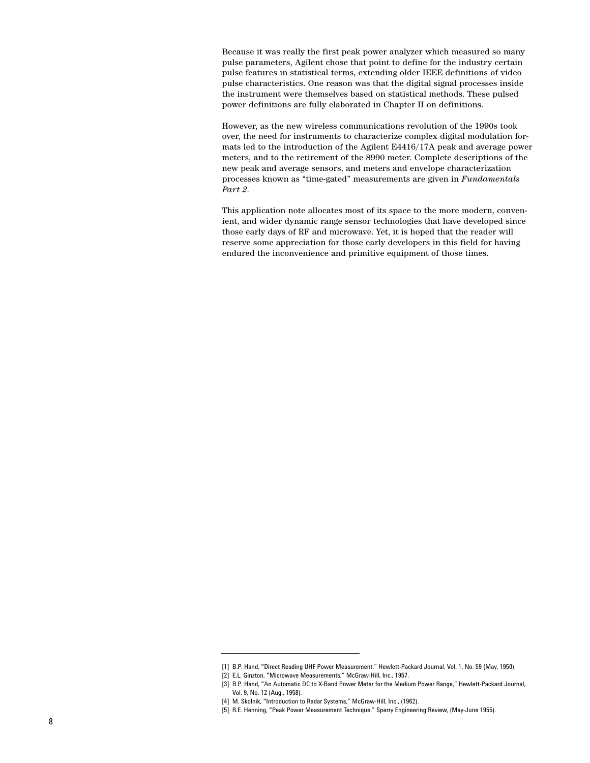Because it was really the first peak power analyzer which measured so many pulse parameters, Agilent chose that point to define for the industry certain pulse features in statistical terms, extending older IEEE definitions of video pulse characteristics. One reason was that the digital signal processes inside the instrument were themselves based on statistical methods. These pulsed power definitions are fully elaborated in Chapter II on definitions.

However, as the new wireless communications revolution of the 1990s took over, the need for instruments to characterize complex digital modulation formats led to the introduction of the Agilent E4416/17A peak and average power meters, and to the retirement of the 8990 meter. Complete descriptions of the new peak and average sensors, and meters and envelope characterization processes known as "time-gated" measurements are given in *Fundamentals Part 2*.

This application note allocates most of its space to the more modern, convenient, and wider dynamic range sensor technologies that have developed since those early days of RF and microwave. Yet, it is hoped that the reader will reserve some appreciation for those early developers in this field for having endured the inconvenience and primitive equipment of those times.

---

[1] B.P. Hand, "Direct Reading UHF Power Measurement," Hewlett-Packard Journal, Vol. 1, No. 59 (May, 1950).

[2] E.L. Ginzton, "Microwave Measurements," McGraw-Hill, Inc., 1957.

[3] B.P. Hand, "An Automatic DC to X-Band Power Meter for the Medium Power Range," Hewlett-Packard Journal, Vol. 9, No. 12 (Aug., 1958).

[4] M. Skolnik, "Introduction to Radar Systems," McGraw-Hill, Inc., (1962).

[5] R.E. Henning, "Peak Power Measurement Technique," Sperry Engineering Review, (May-June 1955).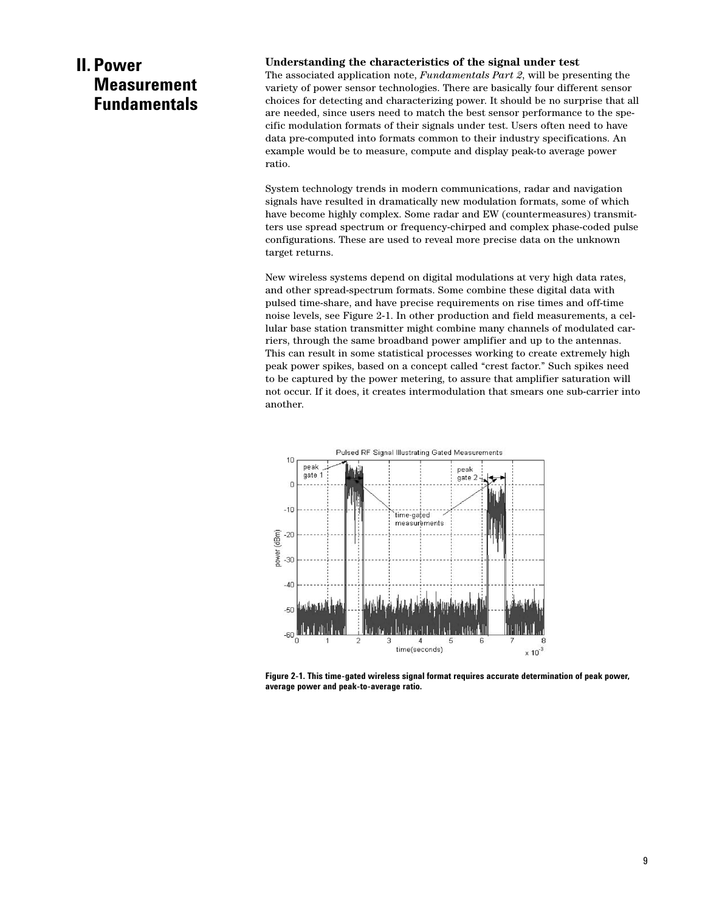# II. Power Measurement Fundamentals

### Understanding the characteristics of the signal under test

The associated application note, *Fundamentals Part 2*, will be presenting the variety of power sensor technologies. There are basically four different sensor choices for detecting and characterizing power. It should be no surprise that all are needed, since users need to match the best sensor performance to the specific modulation formats of their signals under test. Users often need to have data pre-computed into formats common to their industry specifications. An example would be to measure, compute and display peak-to average power ratio.

System technology trends in modern communications, radar and navigation signals have resulted in dramatically new modulation formats, some of which have become highly complex. Some radar and EW (countermeasures) transmitters use spread spectrum or frequency-chirped and complex phase-coded pulse configurations. These are used to reveal more precise data on the unknown target returns.

New wireless systems depend on digital modulations at very high data rates, and other spread-spectrum formats. Some combine these digital data with pulsed time-share, and have precise requirements on rise times and off-time noise levels, see Figure 2-1. In other production and field measurements, a cellular base station transmitter might combine many channels of modulated carriers, through the same broadband power amplifier and up to the antennas. This can result in some statistical processes working to create extremely high peak power spikes, based on a concept called "crest factor." Such spikes need to be captured by the power metering, to assure that amplifier saturation will not occur. If it does, it creates intermodulation that smears one sub-carrier into another.

**Figure 2-1. This time-gated wireless signal format requires accurate determination of peak power, average power and peak-to-average ratio.**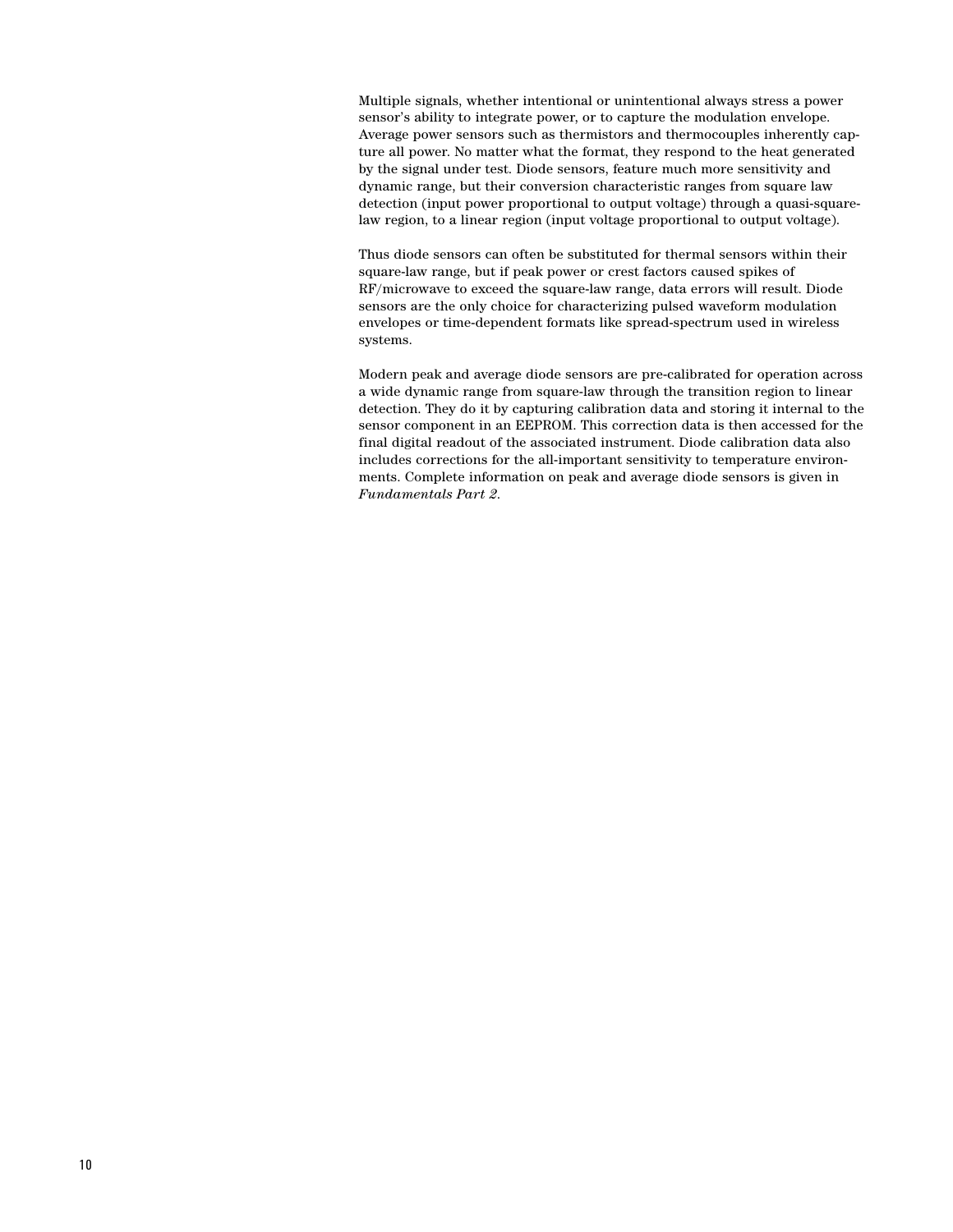Multiple signals, whether intentional or unintentional always stress a power sensor's ability to integrate power, or to capture the modulation envelope. Average power sensors such as thermistors and thermocouples inherently capture all power. No matter what the format, they respond to the heat generated by the signal under test. Diode sensors, feature much more sensitivity and dynamic range, but their conversion characteristic ranges from square law detection (input power proportional to output voltage) through a quasi-square-law region, to a linear region (input voltage proportional to output voltage).

Thus diode sensors can often be substituted for thermal sensors within their square-law range, but if peak power or crest factors caused spikes of RF/microwave to exceed the square-law range, data errors will result. Diode sensors are the only choice for characterizing pulsed waveform modulation envelopes or time-dependent formats like spread-spectrum used in wireless systems.

Modern peak and average diode sensors are pre-calibrated for operation across a wide dynamic range from square-law through the transition region to linear detection. They do it by capturing calibration data and storing it internal to the sensor component in an EEPROM. This correction data is then accessed for the final digital readout of the associated instrument. Diode calibration data also includes corrections for the all-important sensitivity to temperature environments. Complete information on peak and average diode sensors is given in *Fundamentals Part 2*.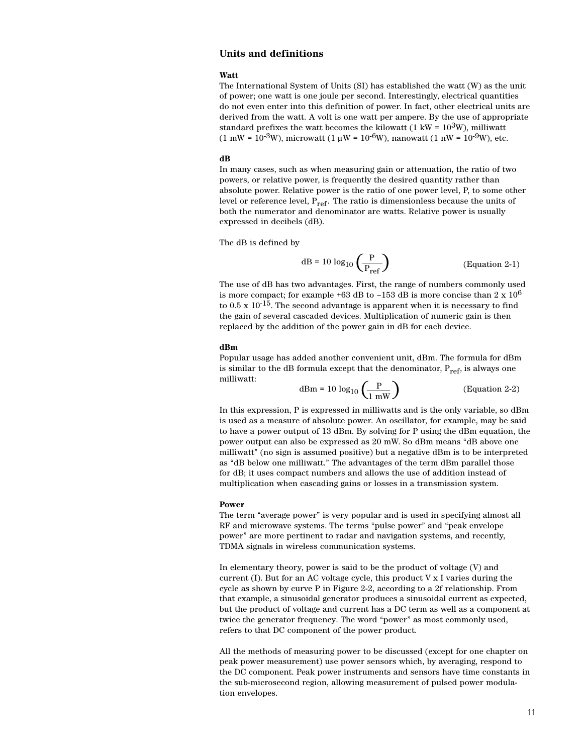## Units and definitions

### Watt

The International System of Units (SI) has established the watt (W) as the unit of power; one watt is one joule per second. Interestingly, electrical quantities do not even enter into this definition of power. In fact, other electrical units are derived from the watt. A volt is one watt per ampere. By the use of appropriate standard prefixes the watt becomes the kilowatt (1 kW = $10^3$W), milliwatt (1 mW = $10^{-3}$W), microwatt (1 μW = $10^{-6}$W), nanowatt (1 nW = $10^{-9}$W), etc.

### dB

In many cases, such as when measuring gain or attenuation, the ratio of two powers, or relative power, is frequently the desired quantity rather than absolute power. Relative power is the ratio of one power level, P, to some other level or reference level, $P_{ref}$. The ratio is dimensionless because the units of both the numerator and denominator are watts. Relative power is usually expressed in decibels (dB).

The dB is defined by

$$\text{dB} = 10 \log_{10} \left( \frac{P}{P_{ref}} \right) \qquad \text{(Equation 2-1)}$$

The use of dB has two advantages. First, the range of numbers commonly used is more compact; for example +63 dB to –153 dB is more concise than $2 \times 10^6$ to $0.5 \times 10^{-15}$. The second advantage is apparent when it is necessary to find the gain of several cascaded devices. Multiplication of numeric gain is then replaced by the addition of the power gain in dB for each device.

### dBm

Popular usage has added another convenient unit, dBm. The formula for dBm is similar to the dB formula except that the denominator, $P_{ref}$, is always one milliwatt:

$$\text{dBm} = 10 \log_{10} \left( \frac{P}{1 \text{ mW}} \right) \qquad \text{(Equation 2-2)}$$

In this expression, P is expressed in milliwatts and is the only variable, so dBm is used as a measure of absolute power. An oscillator, for example, may be said to have a power output of 13 dBm. By solving for P using the dBm equation, the power output can also be expressed as 20 mW. So dBm means “dB above one milliwatt” (no sign is assumed positive) but a negative dBm is to be interpreted as “dB below one milliwatt.” The advantages of the term dBm parallel those for dB; it uses compact numbers and allows the use of addition instead of multiplication when cascading gains or losses in a transmission system.

### Power

The term “average power” is very popular and is used in specifying almost all RF and microwave systems. The terms “pulse power” and “peak envelope power” are more pertinent to radar and navigation systems, and recently, TDMA signals in wireless communication systems.

In elementary theory, power is said to be the product of voltage (V) and current (I). But for an AC voltage cycle, this product V x I varies during the cycle as shown by curve P in Figure 2-2, according to a 2f relationship. From that example, a sinusoidal generator produces a sinusoidal current as expected, but the product of voltage and current has a DC term as well as a component at twice the generator frequency. The word “power” as most commonly used, refers to that DC component of the power product.

All the methods of measuring power to be discussed (except for one chapter on peak power measurement) use power sensors which, by averaging, respond to the DC component. Peak power instruments and sensors have time constants in the sub-microsecond region, allowing measurement of pulsed power modulation envelopes.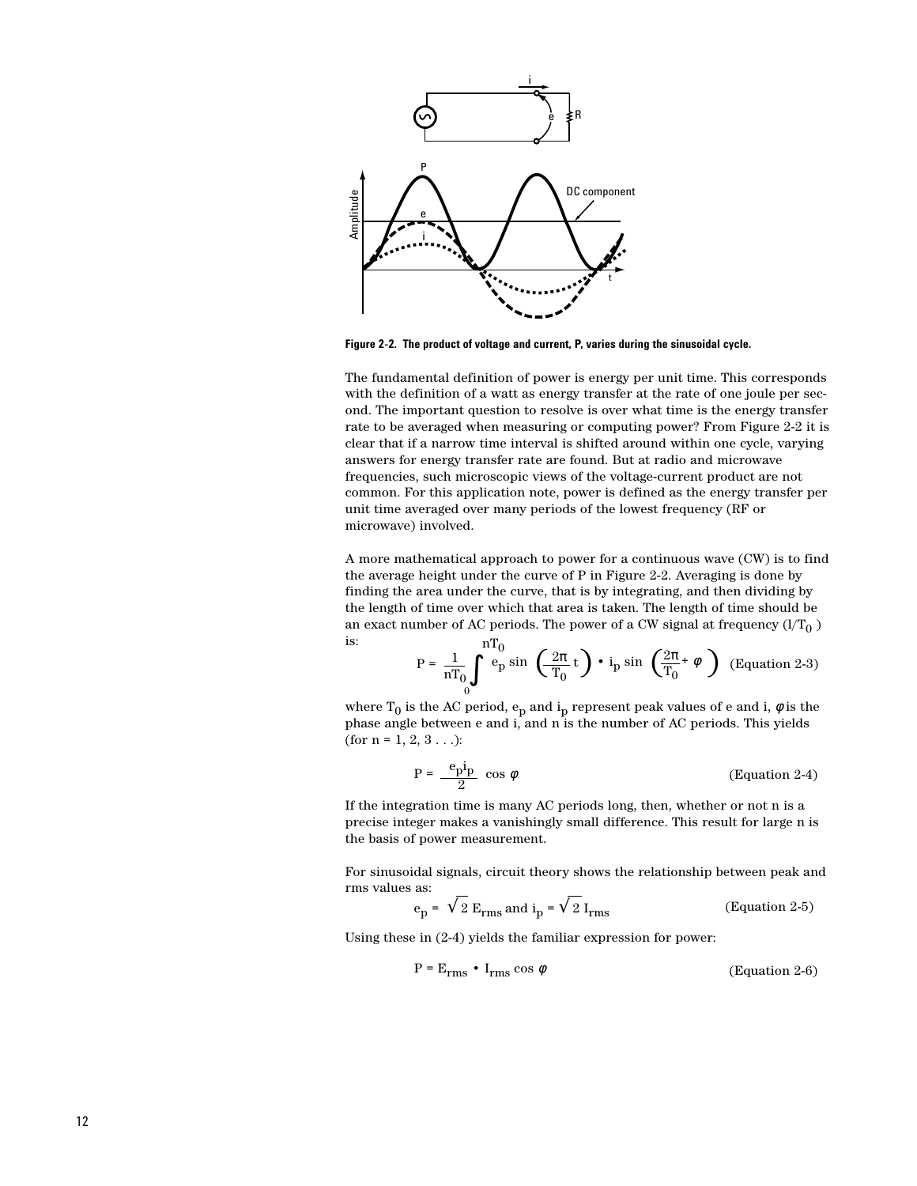Figure 2-2. The product of voltage and current, P, varies during the sinusoidal cycle.

The fundamental definition of power is energy per unit time. This corresponds with the definition of a watt as energy transfer at the rate of one joule per second. The important question to resolve is over what time is the energy transfer rate to be averaged when measuring or computing power? From Figure 2-2 it is clear that if a narrow time interval is shifted around within one cycle, varying answers for energy transfer rate are found. But at radio and microwave frequencies, such microscopic views of the voltage-current product are not common. For this application note, power is defined as the energy transfer per unit time averaged over many periods of the lowest frequency (RF or microwave) involved.

A more mathematical approach to power for a continuous wave (CW) is to find the average height under the curve of P in Figure 2-2. Averaging is done by finding the area under the curve, that is by integrating, and then dividing by the length of time over which that area is taken. The length of time should be an exact number of AC periods. The power of a CW signal at frequency ($l/T_0$) is:

$$P = \frac{1}{nT_0} \int_0^{nT_0} e_p \sin\left(\frac{2\pi}{T_0} t\right) \bullet i_p \sin\left(\frac{2\pi}{T_0} + \phi\right) \quad \text{(Equation 2-3)}$$

where $T_0$ is the AC period, $e_p$ and $i_p$ represent peak values of e and i, $\phi$ is the phase angle between e and i, and n is the number of AC periods. This yields (for n = 1, 2, 3 . . .):

$$P = \frac{e_p i_p}{2} \cos\phi \quad \text{(Equation 2-4)}$$

If the integration time is many AC periods long, then, whether or not n is a precise integer makes a vanishingly small difference. This result for large n is the basis of power measurement.

For sinusoidal signals, circuit theory shows the relationship between peak and rms values as:

$$e_p = \sqrt{2}\, E_{rms} \text{ and } i_p = \sqrt{2}\, I_{rms} \quad \text{(Equation 2-5)}$$

Using these in (2-4) yields the familiar expression for power:

$$P = E_{rms} \bullet I_{rms} \cos\phi \quad \text{(Equation 2-6)}$$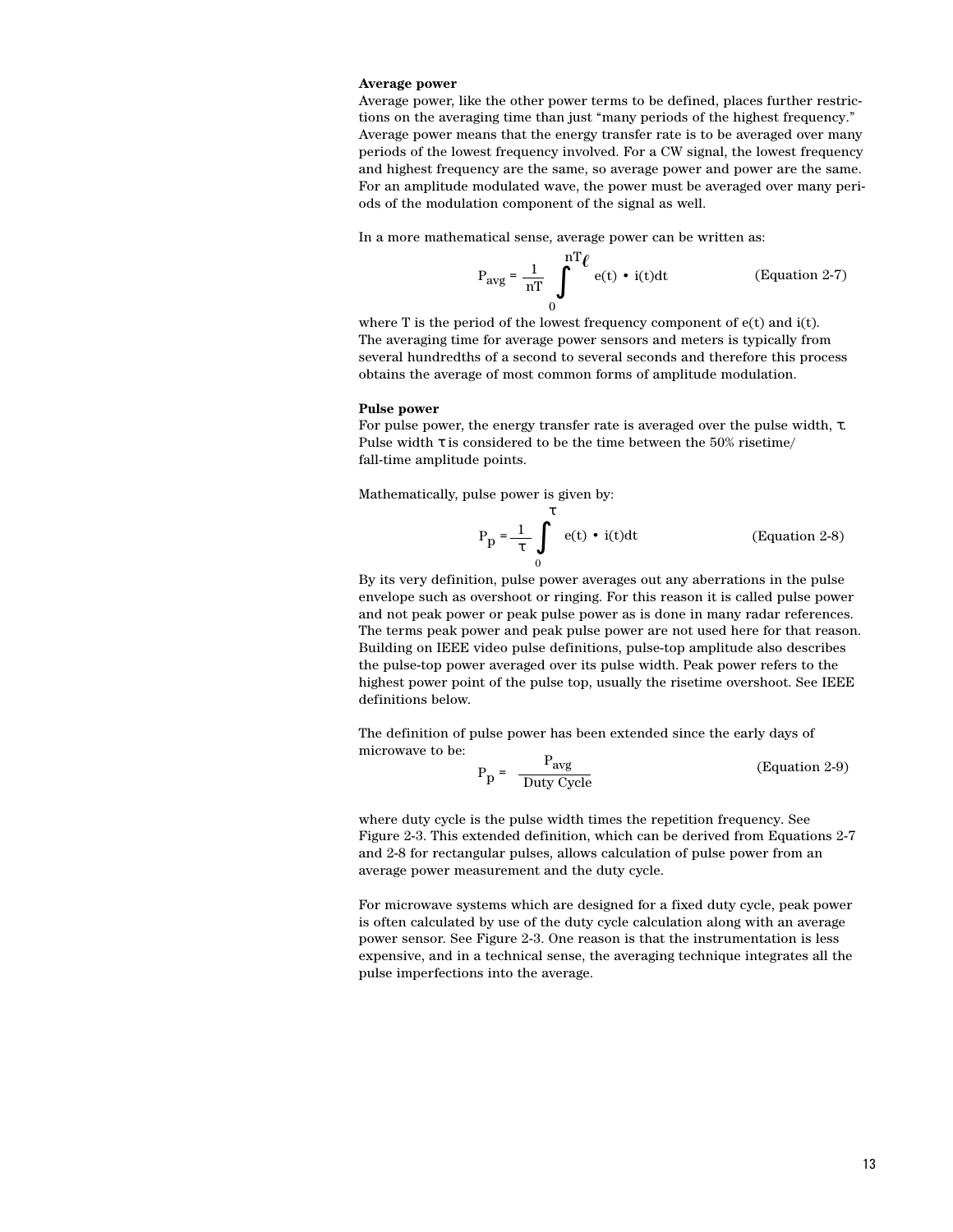**Average power**

Average power, like the other power terms to be defined, places further restrictions on the averaging time than just "many periods of the highest frequency." Average power means that the energy transfer rate is to be averaged over many periods of the lowest frequency involved. For a CW signal, the lowest frequency and highest frequency are the same, so average power and power are the same. For an amplitude modulated wave, the power must be averaged over many periods of the modulation component of the signal as well.

In a more mathematical sense, average power can be written as:

$$P_{avg} = \frac{1}{nT} \int_{0}^{nT_{\ell}} e(t) \cdot i(t)dt \qquad \text{(Equation 2-7)}$$

where T is the period of the lowest frequency component of e(t) and i(t). The averaging time for average power sensors and meters is typically from several hundredths of a second to several seconds and therefore this process obtains the average of most common forms of amplitude modulation.

**Pulse power**

For pulse power, the energy transfer rate is averaged over the pulse width, $\tau$. Pulse width $\tau$ is considered to be the time between the 50% risetime/fall-time amplitude points.

Mathematically, pulse power is given by:

$$P_p = \frac{1}{\tau} \int_{0}^{\tau} e(t) \cdot i(t)dt \qquad \text{(Equation 2-8)}$$

By its very definition, pulse power averages out any aberrations in the pulse envelope such as overshoot or ringing. For this reason it is called pulse power and not peak power or peak pulse power as is done in many radar references. The terms peak power and peak pulse power are not used here for that reason. Building on IEEE video pulse definitions, pulse-top amplitude also describes the pulse-top power averaged over its pulse width. Peak power refers to the highest power point of the pulse top, usually the risetime overshoot. See IEEE definitions below.

The definition of pulse power has been extended since the early days of microwave to be:

$$P_p = \frac{P_{avg}}{\text{Duty Cycle}} \qquad \text{(Equation 2-9)}$$

where duty cycle is the pulse width times the repetition frequency. See Figure 2-3. This extended definition, which can be derived from Equations 2-7 and 2-8 for rectangular pulses, allows calculation of pulse power from an average power measurement and the duty cycle.

For microwave systems which are designed for a fixed duty cycle, peak power is often calculated by use of the duty cycle calculation along with an average power sensor. See Figure 2-3. One reason is that the instrumentation is less expensive, and in a technical sense, the averaging technique integrates all the pulse imperfections into the average.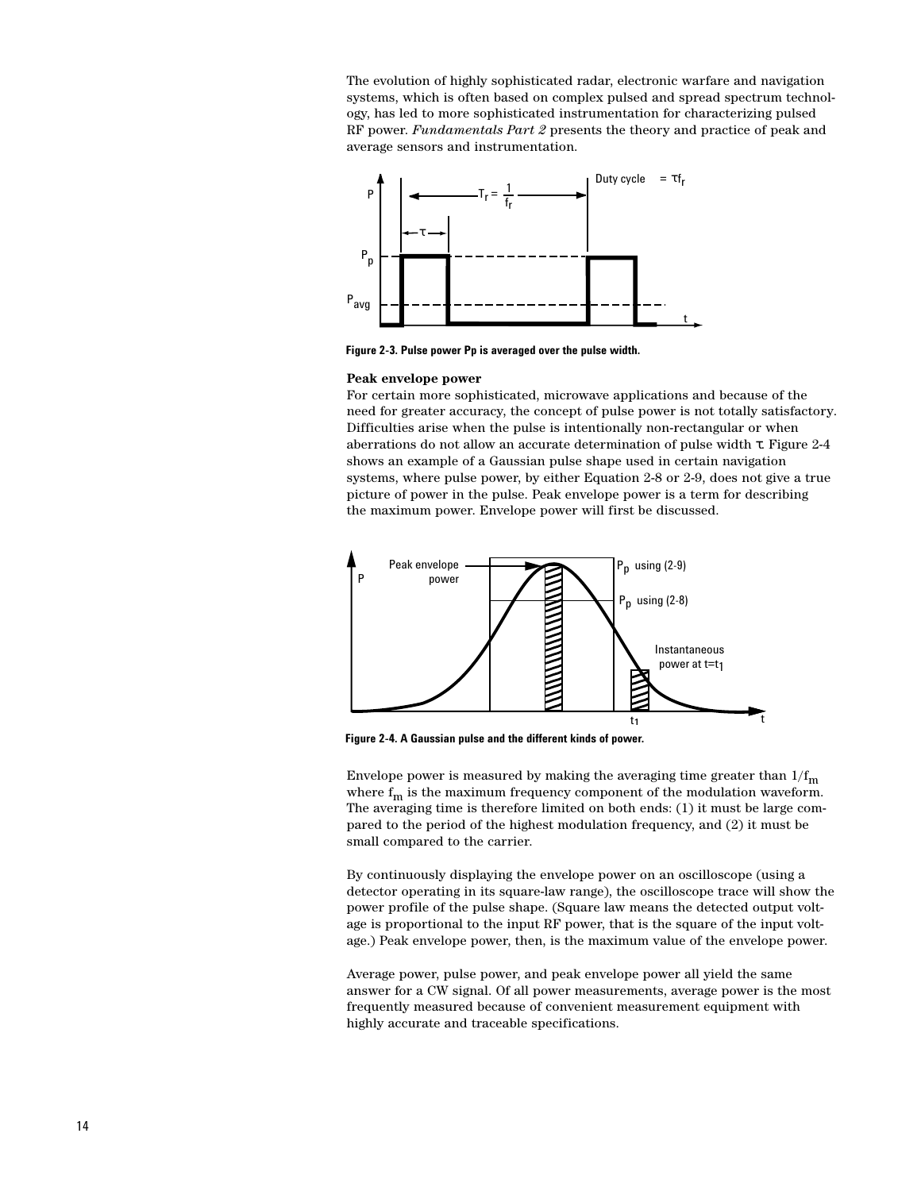The evolution of highly sophisticated radar, electronic warfare and navigation systems, which is often based on complex pulsed and spread spectrum technology, has led to more sophisticated instrumentation for characterizing pulsed RF power. *Fundamentals Part 2* presents the theory and practice of peak and average sensors and instrumentation.

Figure 2-3. Pulse power Pp is averaged over the pulse width.

**Peak envelope power**

For certain more sophisticated, microwave applications and because of the need for greater accuracy, the concept of pulse power is not totally satisfactory. Difficulties arise when the pulse is intentionally non-rectangular or when aberrations do not allow an accurate determination of pulse width $\tau$. Figure 2-4 shows an example of a Gaussian pulse shape used in certain navigation systems, where pulse power, by either Equation 2-8 or 2-9, does not give a true picture of power in the pulse. Peak envelope power is a term for describing the maximum power. Envelope power will first be discussed.

Figure 2-4. A Gaussian pulse and the different kinds of power.

Envelope power is measured by making the averaging time greater than $1/f_m$ where $f_m$ is the maximum frequency component of the modulation waveform. The averaging time is therefore limited on both ends: (1) it must be large compared to the period of the highest modulation frequency, and (2) it must be small compared to the carrier.

By continuously displaying the envelope power on an oscilloscope (using a detector operating in its square-law range), the oscilloscope trace will show the power profile of the pulse shape. (Square law means the detected output voltage is proportional to the input RF power, that is the square of the input voltage.) Peak envelope power, then, is the maximum value of the envelope power.

Average power, pulse power, and peak envelope power all yield the same answer for a CW signal. Of all power measurements, average power is the most frequently measured because of convenient measurement equipment with highly accurate and traceable specifications.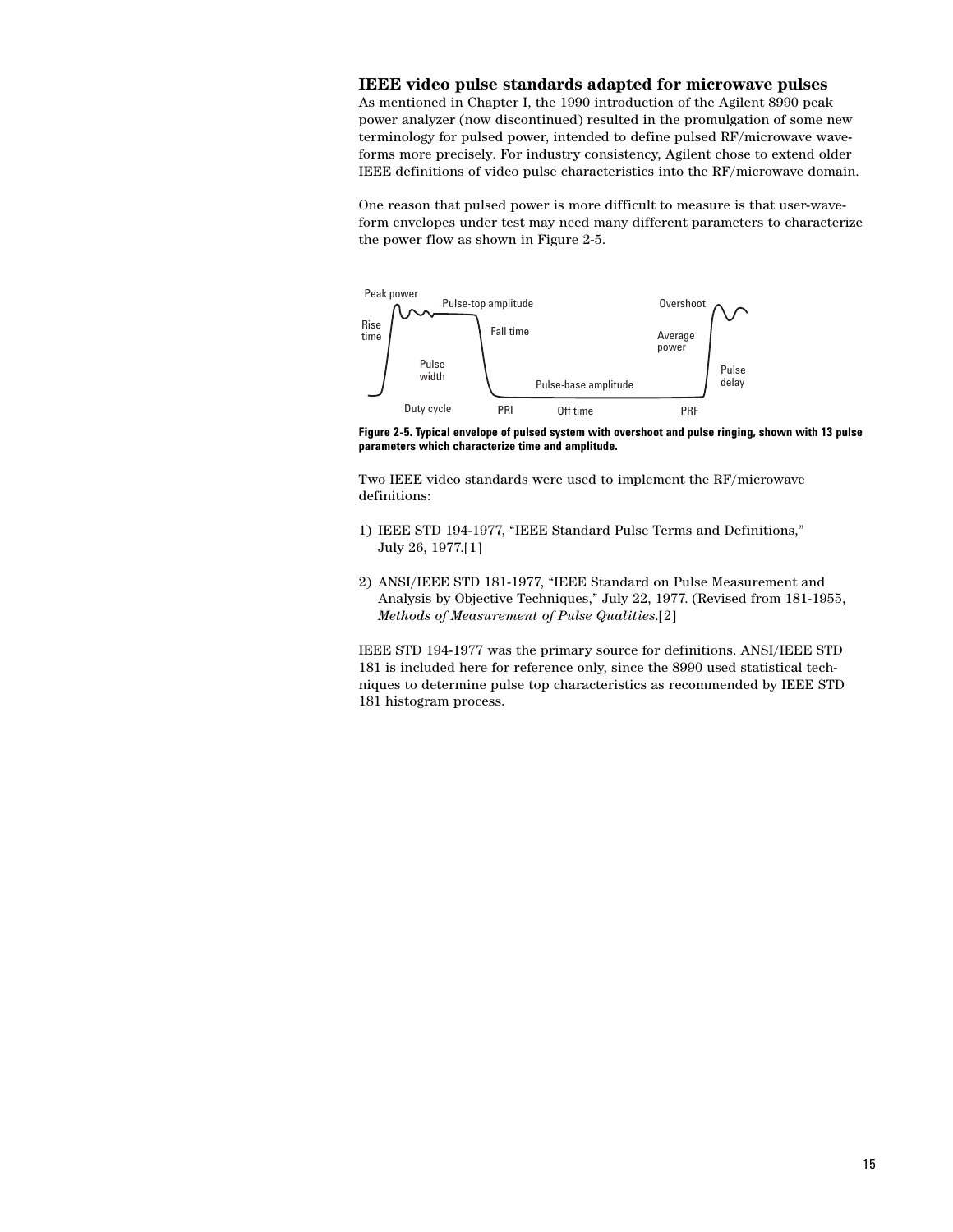## IEEE video pulse standards adapted for microwave pulses

As mentioned in Chapter I, the 1990 introduction of the Agilent 8990 peak power analyzer (now discontinued) resulted in the promulgation of some new terminology for pulsed power, intended to define pulsed RF/microwave waveforms more precisely. For industry consistency, Agilent chose to extend older IEEE definitions of video pulse characteristics into the RF/microwave domain.

One reason that pulsed power is more difficult to measure is that user-waveform envelopes under test may need many different parameters to characterize the power flow as shown in Figure 2-5.

**Figure 2-5. Typical envelope of pulsed system with overshoot and pulse ringing, shown with 13 pulse parameters which characterize time and amplitude.**

Two IEEE video standards were used to implement the RF/microwave definitions:

1) IEEE STD 194-1977, "IEEE Standard Pulse Terms and Definitions," July 26, 1977.[1]

2) ANSI/IEEE STD 181-1977, "IEEE Standard on Pulse Measurement and Analysis by Objective Techniques," July 22, 1977. (Revised from 181-1955, *Methods of Measurement of Pulse Qualities*.[2]

IEEE STD 194-1977 was the primary source for definitions. ANSI/IEEE STD 181 is included here for reference only, since the 8990 used statistical techniques to determine pulse top characteristics as recommended by IEEE STD 181 histogram process.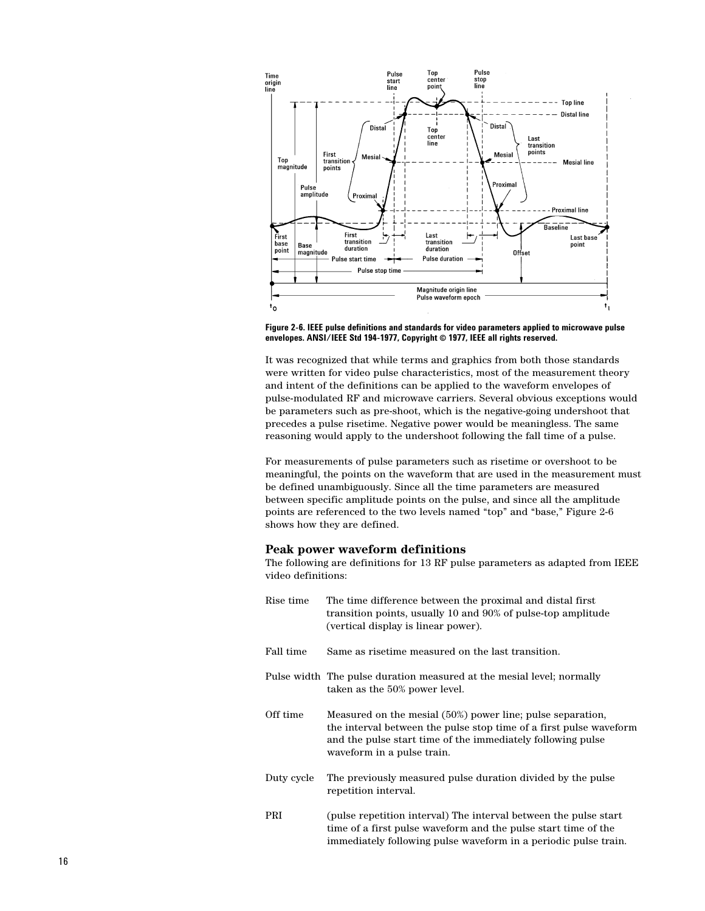Figure 2-6. IEEE pulse definitions and standards for video parameters applied to microwave pulse envelopes. ANSI/IEEE Std 194-1977, Copyright © 1977, IEEE all rights reserved.

It was recognized that while terms and graphics from both those standards were written for video pulse characteristics, most of the measurement theory and intent of the definitions can be applied to the waveform envelopes of pulse-modulated RF and microwave carriers. Several obvious exceptions would be parameters such as pre-shoot, which is the negative-going undershoot that precedes a pulse risetime. Negative power would be meaningless. The same reasoning would apply to the undershoot following the fall time of a pulse.

For measurements of pulse parameters such as risetime or overshoot to be meaningful, the points on the waveform that are used in the measurement must be defined unambiguously. Since all the time parameters are measured between specific amplitude points on the pulse, and since all the amplitude points are referenced to the two levels named "top" and "base," Figure 2-6 shows how they are defined.

## Peak power waveform definitions

The following are definitions for 13 RF pulse parameters as adapted from IEEE video definitions:

- **Rise time** — The time difference between the proximal and distal first transition points, usually 10 and 90% of pulse-top amplitude (vertical display is linear power).
- **Fall time** — Same as risetime measured on the last transition.
- **Pulse width** — The pulse duration measured at the mesial level; normally taken as the 50% power level.
- **Off time** — Measured on the mesial (50%) power line; pulse separation, the interval between the pulse stop time of a first pulse waveform and the pulse start time of the immediately following pulse waveform in a pulse train.
- **Duty cycle** — The previously measured pulse duration divided by the pulse repetition interval.
- **PRI** — (pulse repetition interval) The interval between the pulse start time of a first pulse waveform and the pulse start time of the immediately following pulse waveform in a periodic pulse train.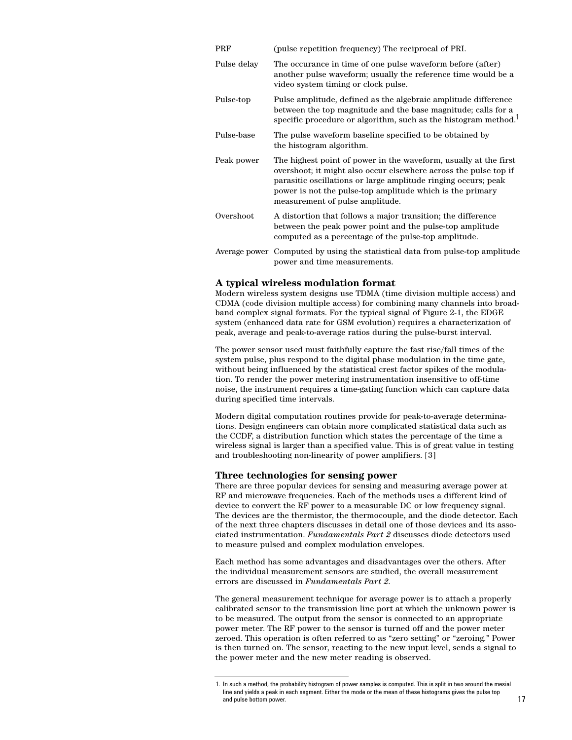| | |
|---|---|
| PRF | (pulse repetition frequency) The reciprocal of PRI. |
| Pulse delay | The occurance in time of one pulse waveform before (after) another pulse waveform; usually the reference time would be a video system timing or clock pulse. |
| Pulse-top | Pulse amplitude, defined as the algebraic amplitude difference between the top magnitude and the base magnitude; calls for a specific procedure or algorithm, such as the histogram method.[1] |
| Pulse-base | The pulse waveform baseline specified to be obtained by the histogram algorithm. |
| Peak power | The highest point of power in the waveform, usually at the first overshoot; it might also occur elsewhere across the pulse top if parasitic oscillations or large amplitude ringing occurs; peak power is not the pulse-top amplitude which is the primary measurement of pulse amplitude. |
| Overshoot | A distortion that follows a major transition; the difference between the peak power point and the pulse-top amplitude computed as a percentage of the pulse-top amplitude. |
| Average power | Computed by using the statistical data from pulse-top amplitude power and time measurements. |

## A typical wireless modulation format

Modern wireless system designs use TDMA (time division multiple access) and CDMA (code division multiple access) for combining many channels into broadband complex signal formats. For the typical signal of Figure 2-1, the EDGE system (enhanced data rate for GSM evolution) requires a characterization of peak, average and peak-to-average ratios during the pulse-burst interval.

The power sensor used must faithfully capture the fast rise/fall times of the system pulse, plus respond to the digital phase modulation in the time gate, without being influenced by the statistical crest factor spikes of the modulation. To render the power metering instrumentation insensitive to off-time noise, the instrument requires a time-gating function which can capture data during specified time intervals.

Modern digital computation routines provide for peak-to-average determinations. Design engineers can obtain more complicated statistical data such as the CCDF, a distribution function which states the percentage of the time a wireless signal is larger than a specified value. This is of great value in testing and troubleshooting non-linearity of power amplifiers. [3]

## Three technologies for sensing power

There are three popular devices for sensing and measuring average power at RF and microwave frequencies. Each of the methods uses a different kind of device to convert the RF power to a measurable DC or low frequency signal. The devices are the thermistor, the thermocouple, and the diode detector. Each of the next three chapters discusses in detail one of those devices and its associated instrumentation. *Fundamentals Part 2* discusses diode detectors used to measure pulsed and complex modulation envelopes.

Each method has some advantages and disadvantages over the others. After the individual measurement sensors are studied, the overall measurement errors are discussed in *Fundamentals Part 2*.

The general measurement technique for average power is to attach a properly calibrated sensor to the transmission line port at which the unknown power is to be measured. The output from the sensor is connected to an appropriate power meter. The RF power to the sensor is turned off and the power meter zeroed. This operation is often referred to as "zero setting" or "zeroing." Power is then turned on. The sensor, reacting to the new input level, sends a signal to the power meter and the new meter reading is observed.

1. In such a method, the probability histogram of power samples is computed. This is split in two around the mesial line and yields a peak in each segment. Either the mode or the mean of these histograms gives the pulse top and pulse bottom power.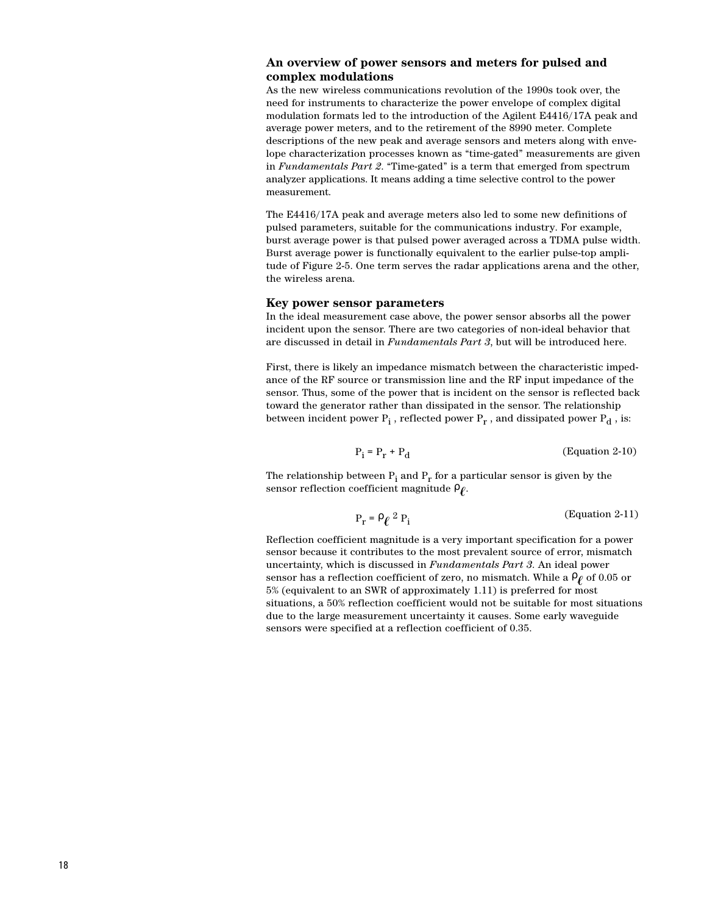## An overview of power sensors and meters for pulsed and complex modulations

As the new wireless communications revolution of the 1990s took over, the need for instruments to characterize the power envelope of complex digital modulation formats led to the introduction of the Agilent E4416/17A peak and average power meters, and to the retirement of the 8990 meter. Complete descriptions of the new peak and average sensors and meters along with envelope characterization processes known as "time-gated" measurements are given in *Fundamentals Part 2*. "Time-gated" is a term that emerged from spectrum analyzer applications. It means adding a time selective control to the power measurement.

The E4416/17A peak and average meters also led to some new definitions of pulsed parameters, suitable for the communications industry. For example, burst average power is that pulsed power averaged across a TDMA pulse width. Burst average power is functionally equivalent to the earlier pulse-top amplitude of Figure 2-5. One term serves the radar applications arena and the other, the wireless arena.

## Key power sensor parameters

In the ideal measurement case above, the power sensor absorbs all the power incident upon the sensor. There are two categories of non-ideal behavior that are discussed in detail in *Fundamentals Part 3*, but will be introduced here.

First, there is likely an impedance mismatch between the characteristic impedance of the RF source or transmission line and the RF input impedance of the sensor. Thus, some of the power that is incident on the sensor is reflected back toward the generator rather than dissipated in the sensor. The relationship between incident power $P_i$ , reflected power $P_r$ , and dissipated power $P_d$ , is:

$$P_i = P_r + P_d \qquad \text{(Equation 2-10)}$$

The relationship between $P_i$ and $P_r$ for a particular sensor is given by the sensor reflection coefficient magnitude $\rho_\ell$.

$$P_r = \rho_\ell{}^2 P_i \qquad \text{(Equation 2-11)}$$

Reflection coefficient magnitude is a very important specification for a power sensor because it contributes to the most prevalent source of error, mismatch uncertainty, which is discussed in *Fundamentals Part 3*. An ideal power sensor has a reflection coefficient of zero, no mismatch. While a $\rho_\ell$ of 0.05 or 5% (equivalent to an SWR of approximately 1.11) is preferred for most situations, a 50% reflection coefficient would not be suitable for most situations due to the large measurement uncertainty it causes. Some early waveguide sensors were specified at a reflection coefficient of 0.35.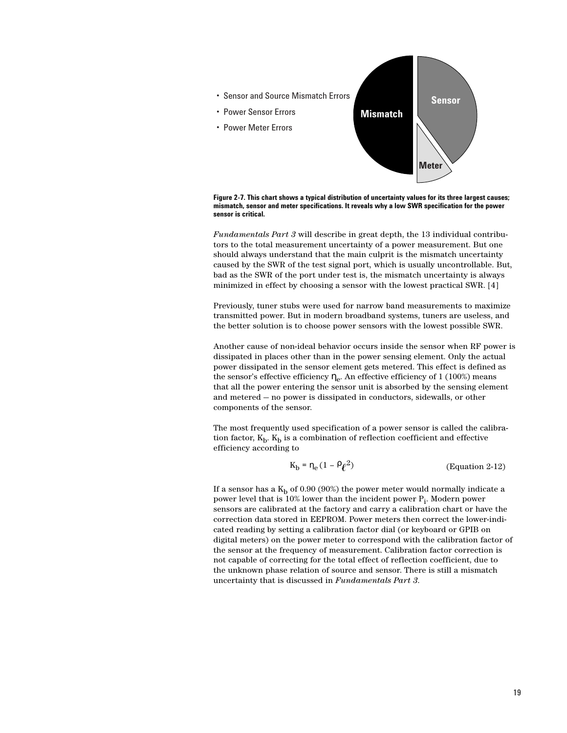- Sensor and Source Mismatch Errors
- Power Sensor Errors
- Power Meter Errors

Mismatch

Sensor

Meter

**Figure 2-7. This chart shows a typical distribution of uncertainty values for its three largest causes; mismatch, sensor and meter specifications. It reveals why a low SWR specification for the power sensor is critical.**

*Fundamentals Part 3* will describe in great depth, the 13 individual contributors to the total measurement uncertainty of a power measurement. But one should always understand that the main culprit is the mismatch uncertainty caused by the SWR of the test signal port, which is usually uncontrollable. But, bad as the SWR of the port under test is, the mismatch uncertainty is always minimized in effect by choosing a sensor with the lowest practical SWR. [4]

Previously, tuner stubs were used for narrow band measurements to maximize transmitted power. But in modern broadband systems, tuners are useless, and the better solution is to choose power sensors with the lowest possible SWR.

Another cause of non-ideal behavior occurs inside the sensor when RF power is dissipated in places other than in the power sensing element. Only the actual power dissipated in the sensor element gets metered. This effect is defined as the sensor's effective efficiency $\eta_e$. An effective efficiency of 1 (100%) means that all the power entering the sensor unit is absorbed by the sensing element and metered — no power is dissipated in conductors, sidewalls, or other components of the sensor.

The most frequently used specification of a power sensor is called the calibration factor, $K_b$. $K_b$ is a combination of reflection coefficient and effective efficiency according to

$$K_b = \eta_e (1 - \rho_\ell^{\,2}) \qquad \text{(Equation 2-12)}$$

If a sensor has a $K_b$ of 0.90 (90%) the power meter would normally indicate a power level that is 10% lower than the incident power $P_i$. Modern power sensors are calibrated at the factory and carry a calibration chart or have the correction data stored in EEPROM. Power meters then correct the lower-indicated reading by setting a calibration factor dial (or keyboard or GPIB on digital meters) on the power meter to correspond with the calibration factor of the sensor at the frequency of measurement. Calibration factor correction is not capable of correcting for the total effect of reflection coefficient, due to the unknown phase relation of source and sensor. There is still a mismatch uncertainty that is discussed in *Fundamentals Part 3*.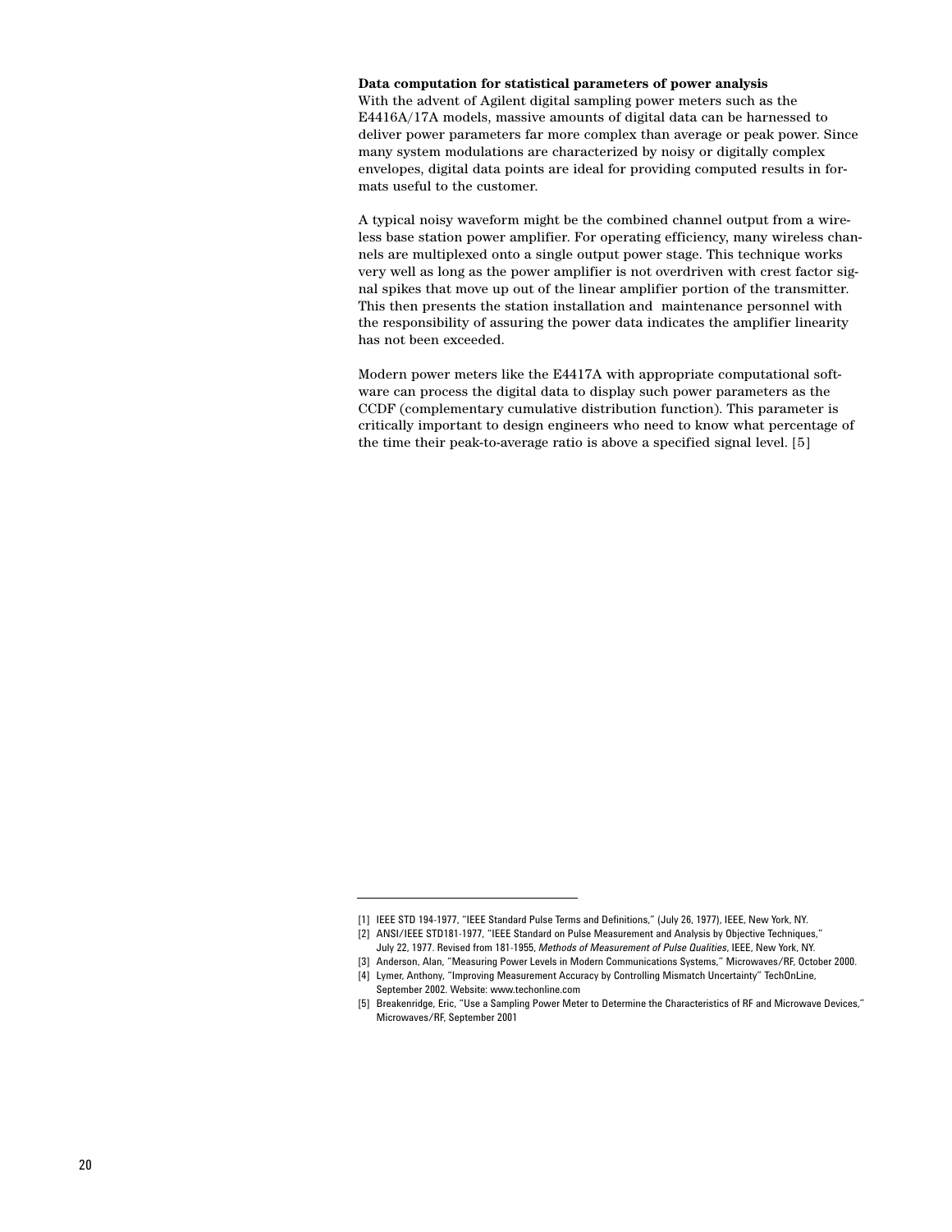**Data computation for statistical parameters of power analysis**

With the advent of Agilent digital sampling power meters such as the E4416A/17A models, massive amounts of digital data can be harnessed to deliver power parameters far more complex than average or peak power. Since many system modulations are characterized by noisy or digitally complex envelopes, digital data points are ideal for providing computed results in formats useful to the customer.

A typical noisy waveform might be the combined channel output from a wireless base station power amplifier. For operating efficiency, many wireless channels are multiplexed onto a single output power stage. This technique works very well as long as the power amplifier is not overdriven with crest factor signal spikes that move up out of the linear amplifier portion of the transmitter. This then presents the station installation and maintenance personnel with the responsibility of assuring the power data indicates the amplifier linearity has not been exceeded.

Modern power meters like the E4417A with appropriate computational software can process the digital data to display such power parameters as the CCDF (complementary cumulative distribution function). This parameter is critically important to design engineers who need to know what percentage of the time their peak-to-average ratio is above a specified signal level. [5]

---

[1] IEEE STD 194-1977, "IEEE Standard Pulse Terms and Definitions," (July 26, 1977), IEEE, New York, NY.

[2] ANSI/IEEE STD181-1977, "IEEE Standard on Pulse Measurement and Analysis by Objective Techniques," July 22, 1977. Revised from 181-1955, *Methods of Measurement of Pulse Qualities*, IEEE, New York, NY.

[3] Anderson, Alan, "Measuring Power Levels in Modern Communications Systems," Microwaves/RF, October 2000.

[4] Lymer, Anthony, "Improving Measurement Accuracy by Controlling Mismatch Uncertainty" TechOnLine, September 2002. Website: www.techonline.com

[5] Breakenridge, Eric, "Use a Sampling Power Meter to Determine the Characteristics of RF and Microwave Devices," Microwaves/RF, September 2001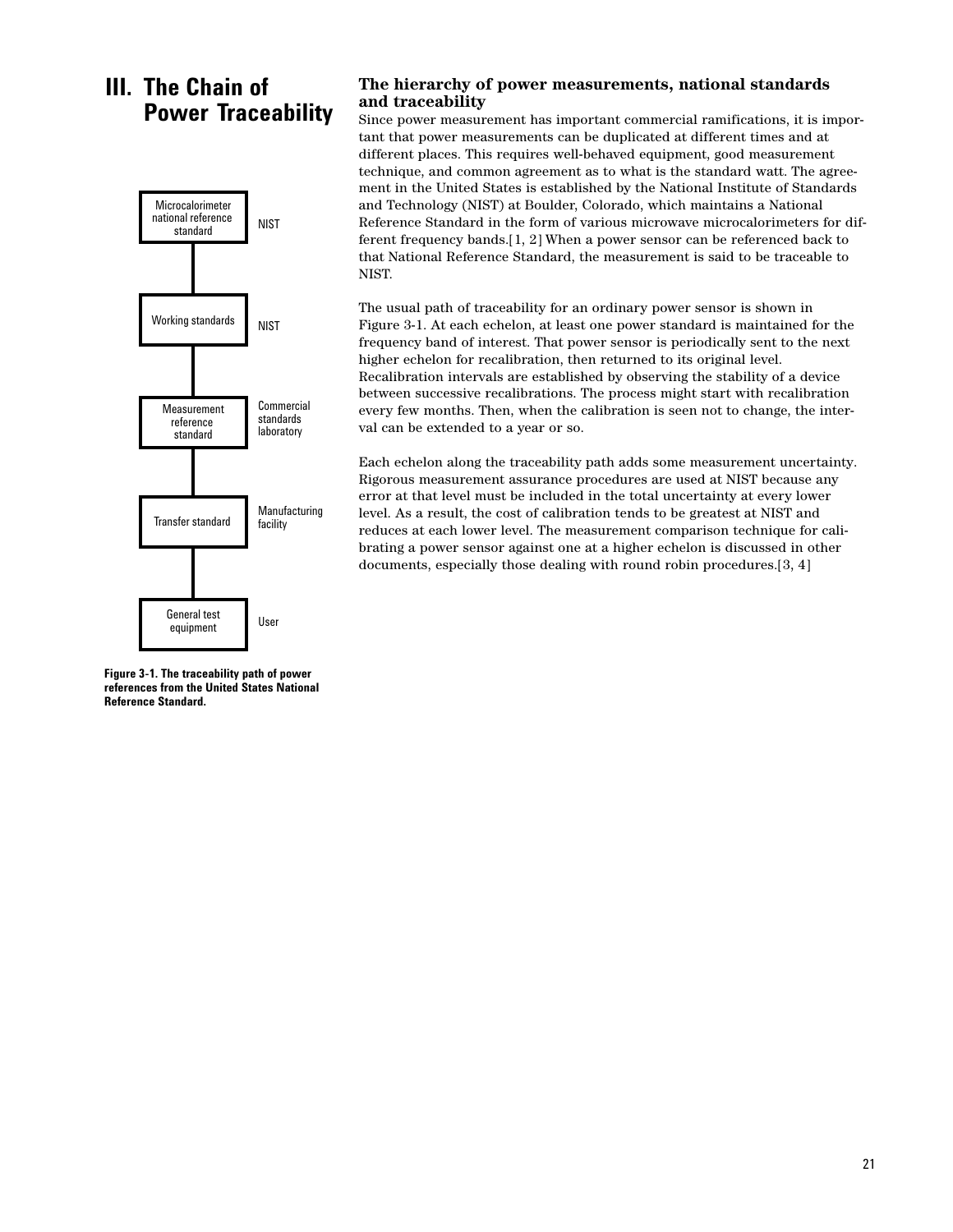# III. The Chain of Power Traceability

| Level | Location |
| --- | --- |
| Microcalorimeter national reference standard | NIST |
| Working standards | NIST |
| Measurement reference standard | Commercial standards laboratory |
| Transfer standard | Manufacturing facility |
| General test equipment | User |

**Figure 3-1. The traceability path of power references from the United States National Reference Standard.**

## The hierarchy of power measurements, national standards and traceability

Since power measurement has important commercial ramifications, it is important that power measurements can be duplicated at different times and at different places. This requires well-behaved equipment, good measurement technique, and common agreement as to what is the standard watt. The agreement in the United States is established by the National Institute of Standards and Technology (NIST) at Boulder, Colorado, which maintains a National Reference Standard in the form of various microwave microcalorimeters for different frequency bands.[1, 2] When a power sensor can be referenced back to that National Reference Standard, the measurement is said to be traceable to NIST.

The usual path of traceability for an ordinary power sensor is shown in Figure 3-1. At each echelon, at least one power standard is maintained for the frequency band of interest. That power sensor is periodically sent to the next higher echelon for recalibration, then returned to its original level. Recalibration intervals are established by observing the stability of a device between successive recalibrations. The process might start with recalibration every few months. Then, when the calibration is seen not to change, the interval can be extended to a year or so.

Each echelon along the traceability path adds some measurement uncertainty. Rigorous measurement assurance procedures are used at NIST because any error at that level must be included in the total uncertainty at every lower level. As a result, the cost of calibration tends to be greatest at NIST and reduces at each lower level. The measurement comparison technique for calibrating a power sensor against one at a higher echelon is discussed in other documents, especially those dealing with round robin procedures.[3, 4]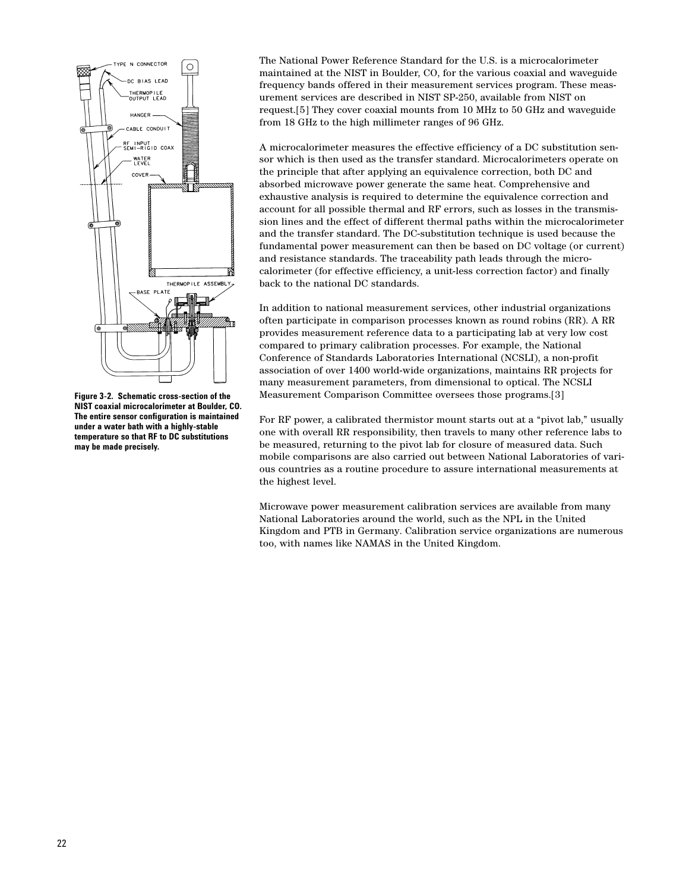Figure 3-2. Schematic cross-section of the NIST coaxial microcalorimeter at Boulder, CO. The entire sensor configuration is maintained under a water bath with a highly-stable temperature so that RF to DC substitutions may be made precisely.

The National Power Reference Standard for the U.S. is a microcalorimeter maintained at the NIST in Boulder, CO, for the various coaxial and waveguide frequency bands offered in their measurement services program. These measurement services are described in NIST SP-250, available from NIST on request.[5] They cover coaxial mounts from 10 MHz to 50 GHz and waveguide from 18 GHz to the high millimeter ranges of 96 GHz.

A microcalorimeter measures the effective efficiency of a DC substitution sensor which is then used as the transfer standard. Microcalorimeters operate on the principle that after applying an equivalence correction, both DC and absorbed microwave power generate the same heat. Comprehensive and exhaustive analysis is required to determine the equivalence correction and account for all possible thermal and RF errors, such as losses in the transmission lines and the effect of different thermal paths within the microcalorimeter and the transfer standard. The DC-substitution technique is used because the fundamental power measurement can then be based on DC voltage (or current) and resistance standards. The traceability path leads through the microcalorimeter (for effective efficiency, a unit-less correction factor) and finally back to the national DC standards.

In addition to national measurement services, other industrial organizations often participate in comparison processes known as round robins (RR). A RR provides measurement reference data to a participating lab at very low cost compared to primary calibration processes. For example, the National Conference of Standards Laboratories International (NCSLI), a non-profit association of over 1400 world-wide organizations, maintains RR projects for many measurement parameters, from dimensional to optical. The NCSLI Measurement Comparison Committee oversees those programs.[3]

For RF power, a calibrated thermistor mount starts out at a “pivot lab,” usually one with overall RR responsibility, then travels to many other reference labs to be measured, returning to the pivot lab for closure of measured data. Such mobile comparisons are also carried out between National Laboratories of various countries as a routine procedure to assure international measurements at the highest level.

Microwave power measurement calibration services are available from many National Laboratories around the world, such as the NPL in the United Kingdom and PTB in Germany. Calibration service organizations are numerous too, with names like NAMAS in the United Kingdom.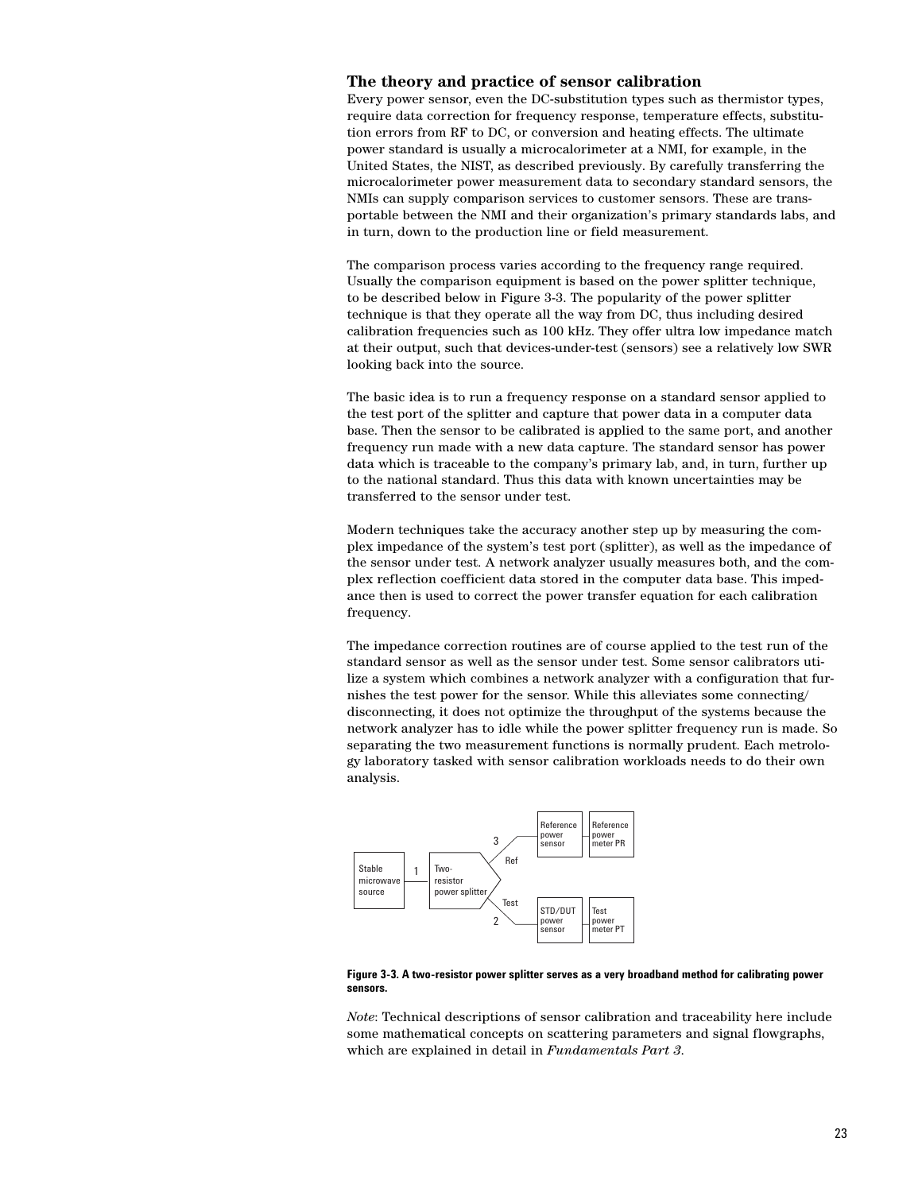## The theory and practice of sensor calibration

Every power sensor, even the DC-substitution types such as thermistor types, require data correction for frequency response, temperature effects, substitution errors from RF to DC, or conversion and heating effects. The ultimate power standard is usually a microcalorimeter at a NMI, for example, in the United States, the NIST, as described previously. By carefully transferring the microcalorimeter power measurement data to secondary standard sensors, the NMIs can supply comparison services to customer sensors. These are transportable between the NMI and their organization's primary standards labs, and in turn, down to the production line or field measurement.

The comparison process varies according to the frequency range required. Usually the comparison equipment is based on the power splitter technique, to be described below in Figure 3-3. The popularity of the power splitter technique is that they operate all the way from DC, thus including desired calibration frequencies such as 100 kHz. They offer ultra low impedance match at their output, such that devices-under-test (sensors) see a relatively low SWR looking back into the source.

The basic idea is to run a frequency response on a standard sensor applied to the test port of the splitter and capture that power data in a computer data base. Then the sensor to be calibrated is applied to the same port, and another frequency run made with a new data capture. The standard sensor has power data which is traceable to the company's primary lab, and, in turn, further up to the national standard. Thus this data with known uncertainties may be transferred to the sensor under test.

Modern techniques take the accuracy another step up by measuring the complex impedance of the system's test port (splitter), as well as the impedance of the sensor under test. A network analyzer usually measures both, and the complex reflection coefficient data stored in the computer data base. This impedance then is used to correct the power transfer equation for each calibration frequency.

The impedance correction routines are of course applied to the test run of the standard sensor as well as the sensor under test. Some sensor calibrators utilize a system which combines a network analyzer with a configuration that furnishes the test power for the sensor. While this alleviates some connecting/disconnecting, it does not optimize the throughput of the systems because the network analyzer has to idle while the power splitter frequency run is made. So separating the two measurement functions is normally prudent. Each metrology laboratory tasked with sensor calibration workloads needs to do their own analysis.

Stable microwave source —1— Two-resistor power splitter; Ref —3— Reference power sensor — Reference power meter PR; Test —2— STD/DUT power sensor — Test power meter PT

**Figure 3-3. A two-resistor power splitter serves as a very broadband method for calibrating power sensors.**

*Note*: Technical descriptions of sensor calibration and traceability here include some mathematical concepts on scattering parameters and signal flowgraphs, which are explained in detail in *Fundamentals Part 3*.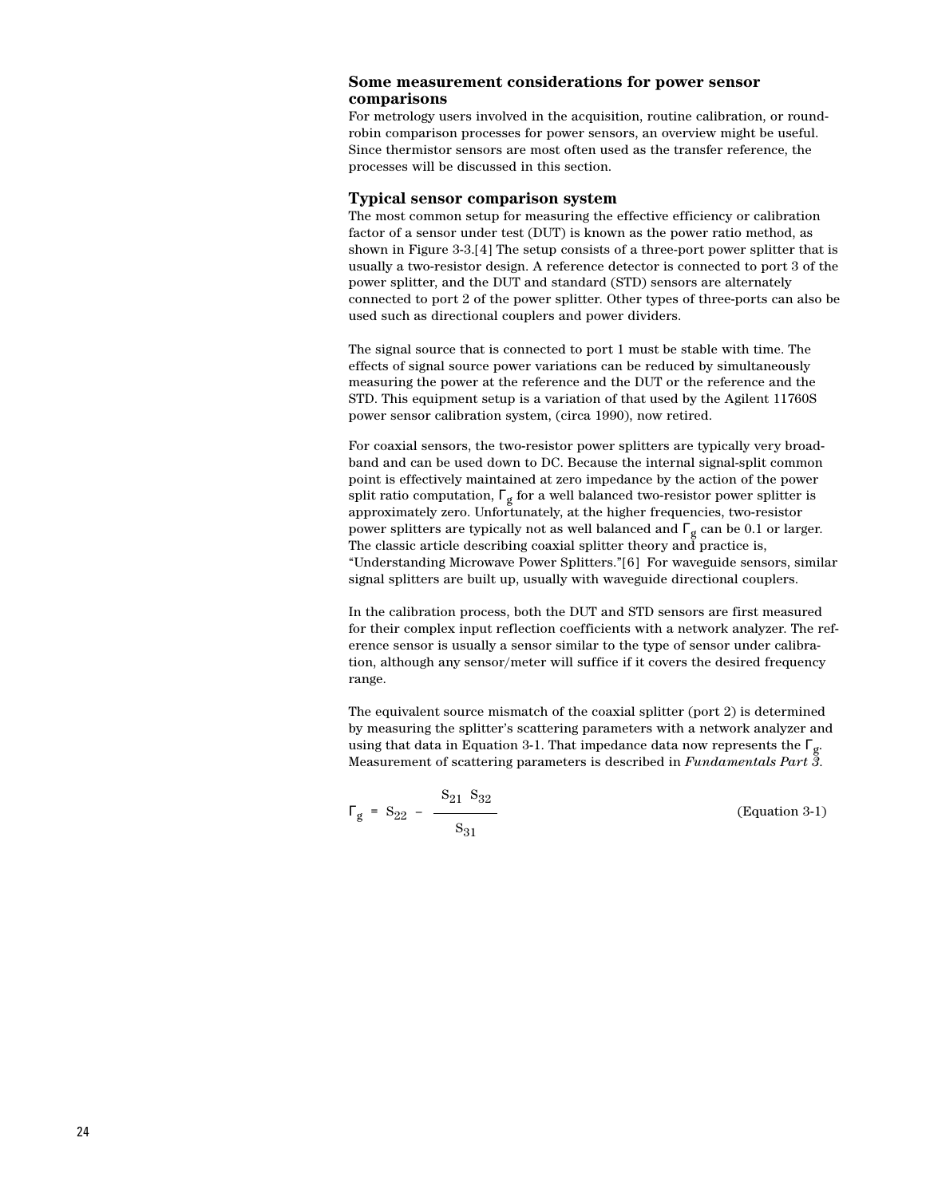## Some measurement considerations for power sensor comparisons

For metrology users involved in the acquisition, routine calibration, or round-robin comparison processes for power sensors, an overview might be useful. Since thermistor sensors are most often used as the transfer reference, the processes will be discussed in this section.

### Typical sensor comparison system

The most common setup for measuring the effective efficiency or calibration factor of a sensor under test (DUT) is known as the power ratio method, as shown in Figure 3-3.[4] The setup consists of a three-port power splitter that is usually a two-resistor design. A reference detector is connected to port 3 of the power splitter, and the DUT and standard (STD) sensors are alternately connected to port 2 of the power splitter. Other types of three-ports can also be used such as directional couplers and power dividers.

The signal source that is connected to port 1 must be stable with time. The effects of signal source power variations can be reduced by simultaneously measuring the power at the reference and the DUT or the reference and the STD. This equipment setup is a variation of that used by the Agilent 11760S power sensor calibration system, (circa 1990), now retired.

For coaxial sensors, the two-resistor power splitters are typically very broadband and can be used down to DC. Because the internal signal-split common point is effectively maintained at zero impedance by the action of the power split ratio computation, $\Gamma_g$ for a well balanced two-resistor power splitter is approximately zero. Unfortunately, at the higher frequencies, two-resistor power splitters are typically not as well balanced and $\Gamma_g$ can be 0.1 or larger. The classic article describing coaxial splitter theory and practice is, "Understanding Microwave Power Splitters."[6] For waveguide sensors, similar signal splitters are built up, usually with waveguide directional couplers.

In the calibration process, both the DUT and STD sensors are first measured for their complex input reflection coefficients with a network analyzer. The reference sensor is usually a sensor similar to the type of sensor under calibration, although any sensor/meter will suffice if it covers the desired frequency range.

The equivalent source mismatch of the coaxial splitter (port 2) is determined by measuring the splitter's scattering parameters with a network analyzer and using that data in Equation 3-1. That impedance data now represents the $\Gamma_g$. Measurement of scattering parameters is described in *Fundamentals Part 3.*

$$\Gamma_g = S_{22} - \frac{S_{21}\ S_{32}}{S_{31}} \qquad \text{(Equation 3-1)}$$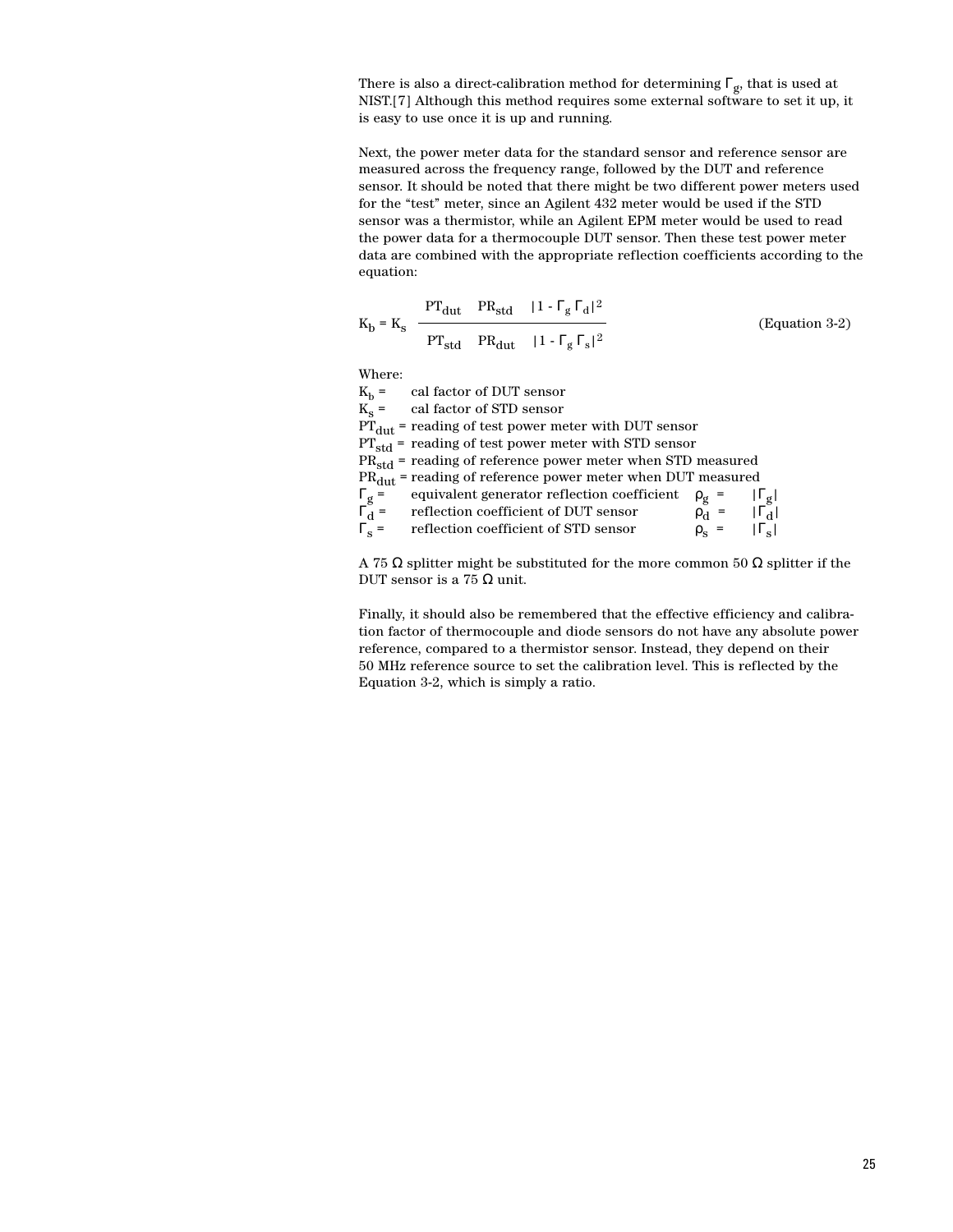There is also a direct-calibration method for determining $\Gamma_g$, that is used at NIST.[7] Although this method requires some external software to set it up, it is easy to use once it is up and running.

Next, the power meter data for the standard sensor and reference sensor are measured across the frequency range, followed by the DUT and reference sensor. It should be noted that there might be two different power meters used for the “test” meter, since an Agilent 432 meter would be used if the STD sensor was a thermistor, while an Agilent EPM meter would be used to read the power data for a thermocouple DUT sensor. Then these test power meter data are combined with the appropriate reflection coefficients according to the equation:

$$K_b = K_s \frac{PT_{dut} \quad PR_{std} \quad |1 - \Gamma_g \Gamma_d|^2}{PT_{std} \quad PR_{dut} \quad |1 - \Gamma_g \Gamma_s|^2} \qquad \text{(Equation 3-2)}$$

Where:

$K_b$ = cal factor of DUT sensor
$K_s$ = cal factor of STD sensor
$PT_{dut}$ = reading of test power meter with DUT sensor
$PT_{std}$ = reading of test power meter with STD sensor
$PR_{std}$ = reading of reference power meter when STD measured
$PR_{dut}$ = reading of reference power meter when DUT measured
$\Gamma_g$ = equivalent generator reflection coefficient $\quad \rho_g = |\Gamma_g|$
$\Gamma_d$ = reflection coefficient of DUT sensor $\quad \rho_d = |\Gamma_d|$
$\Gamma_s$ = reflection coefficient of STD sensor $\quad \rho_s = |\Gamma_s|$

A 75 Ω splitter might be substituted for the more common 50 Ω splitter if the DUT sensor is a 75 Ω unit.

Finally, it should also be remembered that the effective efficiency and calibration factor of thermocouple and diode sensors do not have any absolute power reference, compared to a thermistor sensor. Instead, they depend on their 50 MHz reference source to set the calibration level. This is reflected by the Equation 3-2, which is simply a ratio.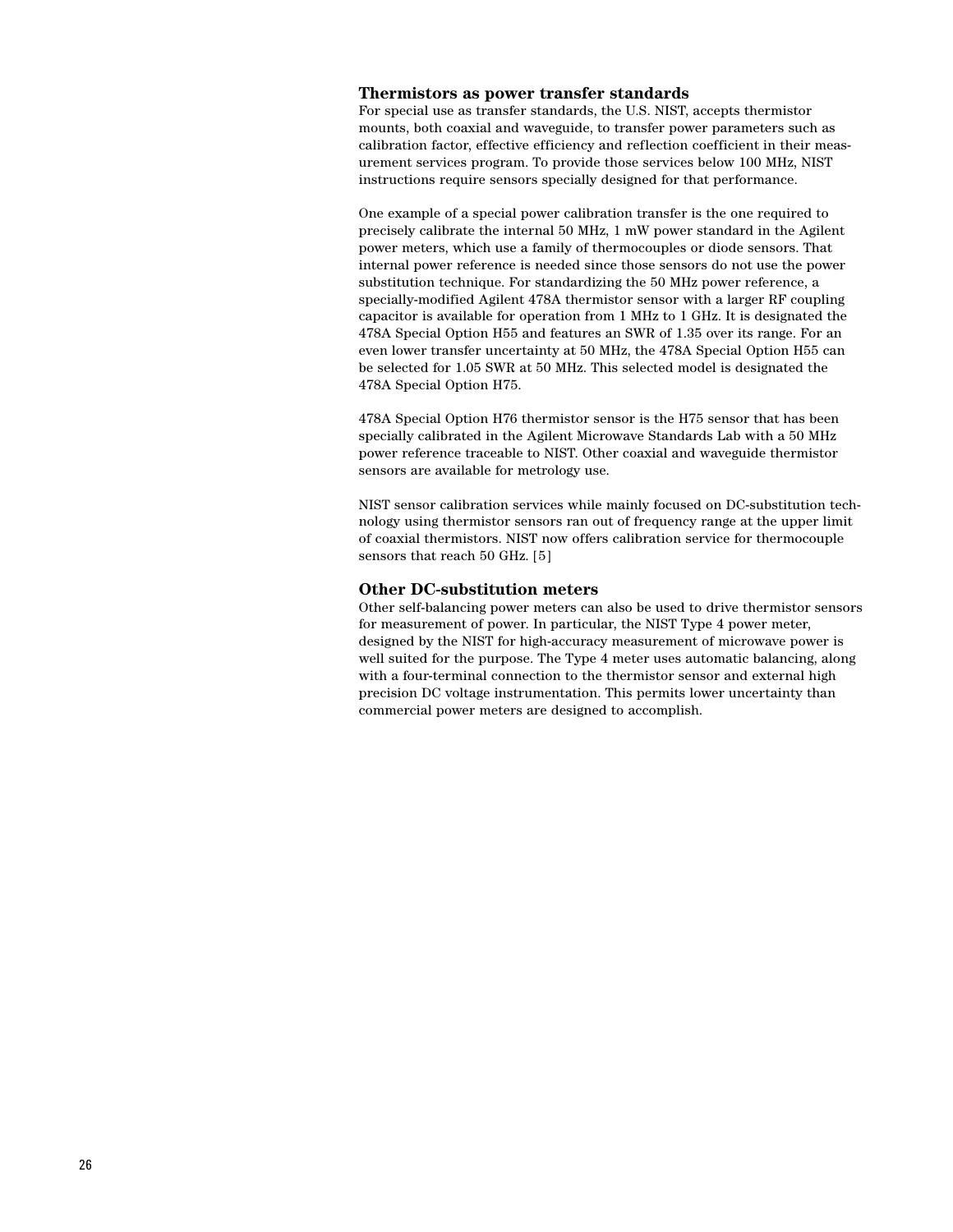## Thermistors as power transfer standards

For special use as transfer standards, the U.S. NIST, accepts thermistor mounts, both coaxial and waveguide, to transfer power parameters such as calibration factor, effective efficiency and reflection coefficient in their measurement services program. To provide those services below 100 MHz, NIST instructions require sensors specially designed for that performance.

One example of a special power calibration transfer is the one required to precisely calibrate the internal 50 MHz, 1 mW power standard in the Agilent power meters, which use a family of thermocouples or diode sensors. That internal power reference is needed since those sensors do not use the power substitution technique. For standardizing the 50 MHz power reference, a specially-modified Agilent 478A thermistor sensor with a larger RF coupling capacitor is available for operation from 1 MHz to 1 GHz. It is designated the 478A Special Option H55 and features an SWR of 1.35 over its range. For an even lower transfer uncertainty at 50 MHz, the 478A Special Option H55 can be selected for 1.05 SWR at 50 MHz. This selected model is designated the 478A Special Option H75.

478A Special Option H76 thermistor sensor is the H75 sensor that has been specially calibrated in the Agilent Microwave Standards Lab with a 50 MHz power reference traceable to NIST. Other coaxial and waveguide thermistor sensors are available for metrology use.

NIST sensor calibration services while mainly focused on DC-substitution technology using thermistor sensors ran out of frequency range at the upper limit of coaxial thermistors. NIST now offers calibration service for thermocouple sensors that reach 50 GHz. [5]

## Other DC-substitution meters

Other self-balancing power meters can also be used to drive thermistor sensors for measurement of power. In particular, the NIST Type 4 power meter, designed by the NIST for high-accuracy measurement of microwave power is well suited for the purpose. The Type 4 meter uses automatic balancing, along with a four-terminal connection to the thermistor sensor and external high precision DC voltage instrumentation. This permits lower uncertainty than commercial power meters are designed to accomplish.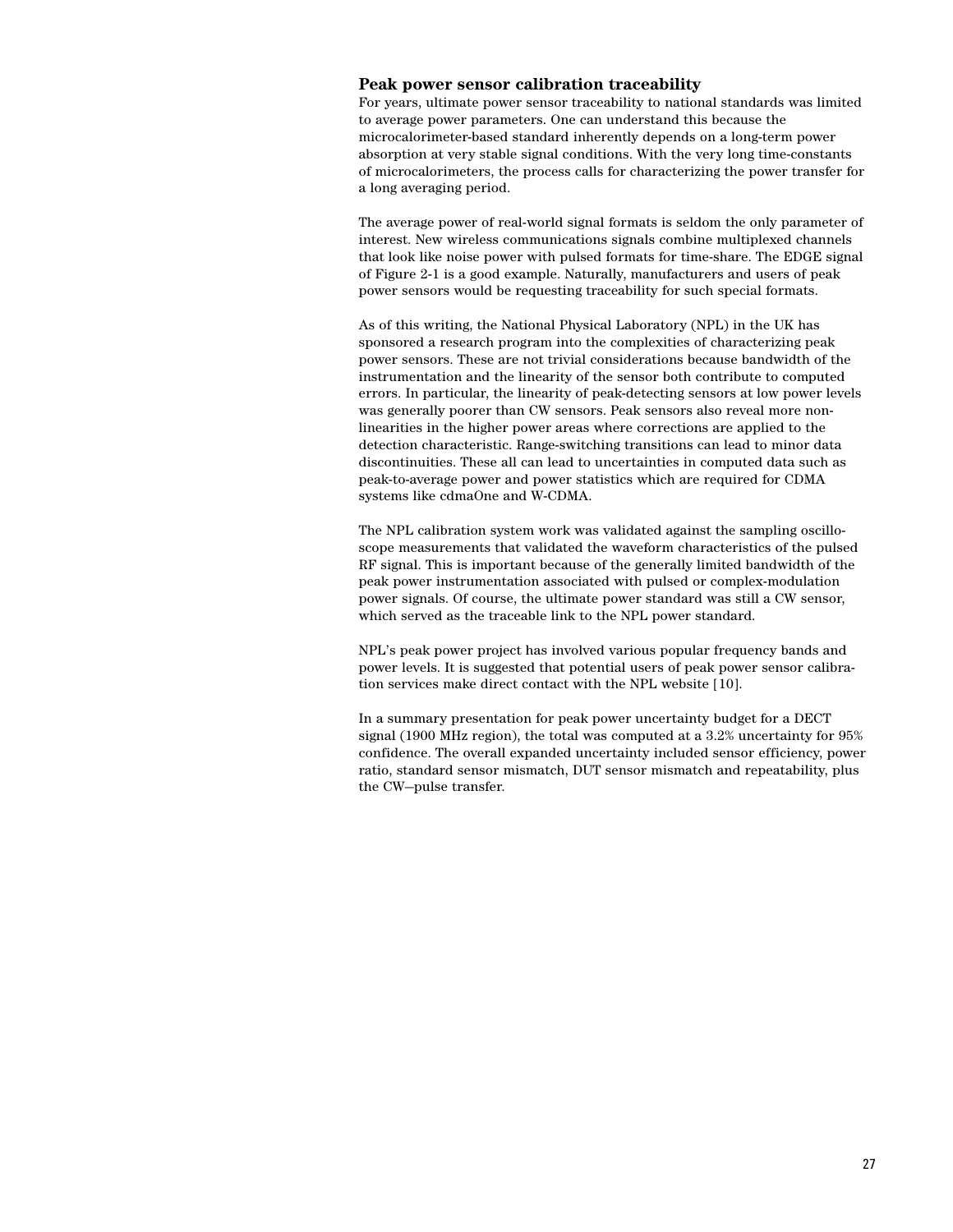### Peak power sensor calibration traceability

For years, ultimate power sensor traceability to national standards was limited to average power parameters. One can understand this because the microcalorimeter-based standard inherently depends on a long-term power absorption at very stable signal conditions. With the very long time-constants of microcalorimeters, the process calls for characterizing the power transfer for a long averaging period.

The average power of real-world signal formats is seldom the only parameter of interest. New wireless communications signals combine multiplexed channels that look like noise power with pulsed formats for time-share. The EDGE signal of Figure 2-1 is a good example. Naturally, manufacturers and users of peak power sensors would be requesting traceability for such special formats.

As of this writing, the National Physical Laboratory (NPL) in the UK has sponsored a research program into the complexities of characterizing peak power sensors. These are not trivial considerations because bandwidth of the instrumentation and the linearity of the sensor both contribute to computed errors. In particular, the linearity of peak-detecting sensors at low power levels was generally poorer than CW sensors. Peak sensors also reveal more non-linearities in the higher power areas where corrections are applied to the detection characteristic. Range-switching transitions can lead to minor data discontinuities. These all can lead to uncertainties in computed data such as peak-to-average power and power statistics which are required for CDMA systems like cdmaOne and W-CDMA.

The NPL calibration system work was validated against the sampling oscilloscope measurements that validated the waveform characteristics of the pulsed RF signal. This is important because of the generally limited bandwidth of the peak power instrumentation associated with pulsed or complex-modulation power signals. Of course, the ultimate power standard was still a CW sensor, which served as the traceable link to the NPL power standard.

NPL's peak power project has involved various popular frequency bands and power levels. It is suggested that potential users of peak power sensor calibration services make direct contact with the NPL website [10].

In a summary presentation for peak power uncertainty budget for a DECT signal (1900 MHz region), the total was computed at a 3.2% uncertainty for 95% confidence. The overall expanded uncertainty included sensor efficiency, power ratio, standard sensor mismatch, DUT sensor mismatch and repeatability, plus the CW—pulse transfer.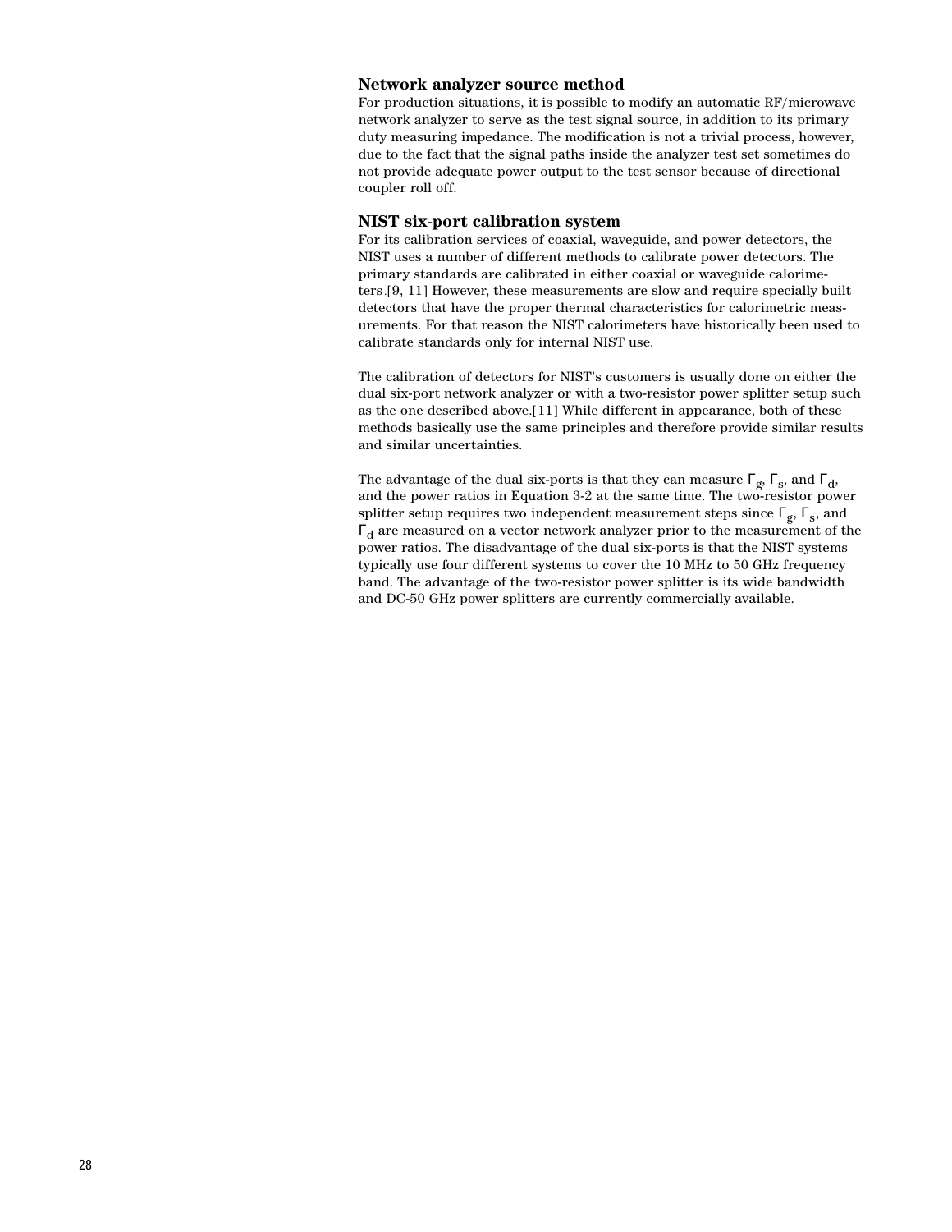### Network analyzer source method

For production situations, it is possible to modify an automatic RF/microwave network analyzer to serve as the test signal source, in addition to its primary duty measuring impedance. The modification is not a trivial process, however, due to the fact that the signal paths inside the analyzer test set sometimes do not provide adequate power output to the test sensor because of directional coupler roll off.

### NIST six-port calibration system

For its calibration services of coaxial, waveguide, and power detectors, the NIST uses a number of different methods to calibrate power detectors. The primary standards are calibrated in either coaxial or waveguide calorimeters.[9, 11] However, these measurements are slow and require specially built detectors that have the proper thermal characteristics for calorimetric measurements. For that reason the NIST calorimeters have historically been used to calibrate standards only for internal NIST use.

The calibration of detectors for NIST's customers is usually done on either the dual six-port network analyzer or with a two-resistor power splitter setup such as the one described above.[11] While different in appearance, both of these methods basically use the same principles and therefore provide similar results and similar uncertainties.

The advantage of the dual six-ports is that they can measure $\Gamma_g$, $\Gamma_s$, and $\Gamma_d$, and the power ratios in Equation 3-2 at the same time. The two-resistor power splitter setup requires two independent measurement steps since $\Gamma_g$, $\Gamma_s$, and $\Gamma_d$ are measured on a vector network analyzer prior to the measurement of the power ratios. The disadvantage of the dual six-ports is that the NIST systems typically use four different systems to cover the 10 MHz to 50 GHz frequency band. The advantage of the two-resistor power splitter is its wide bandwidth and DC-50 GHz power splitters are currently commercially available.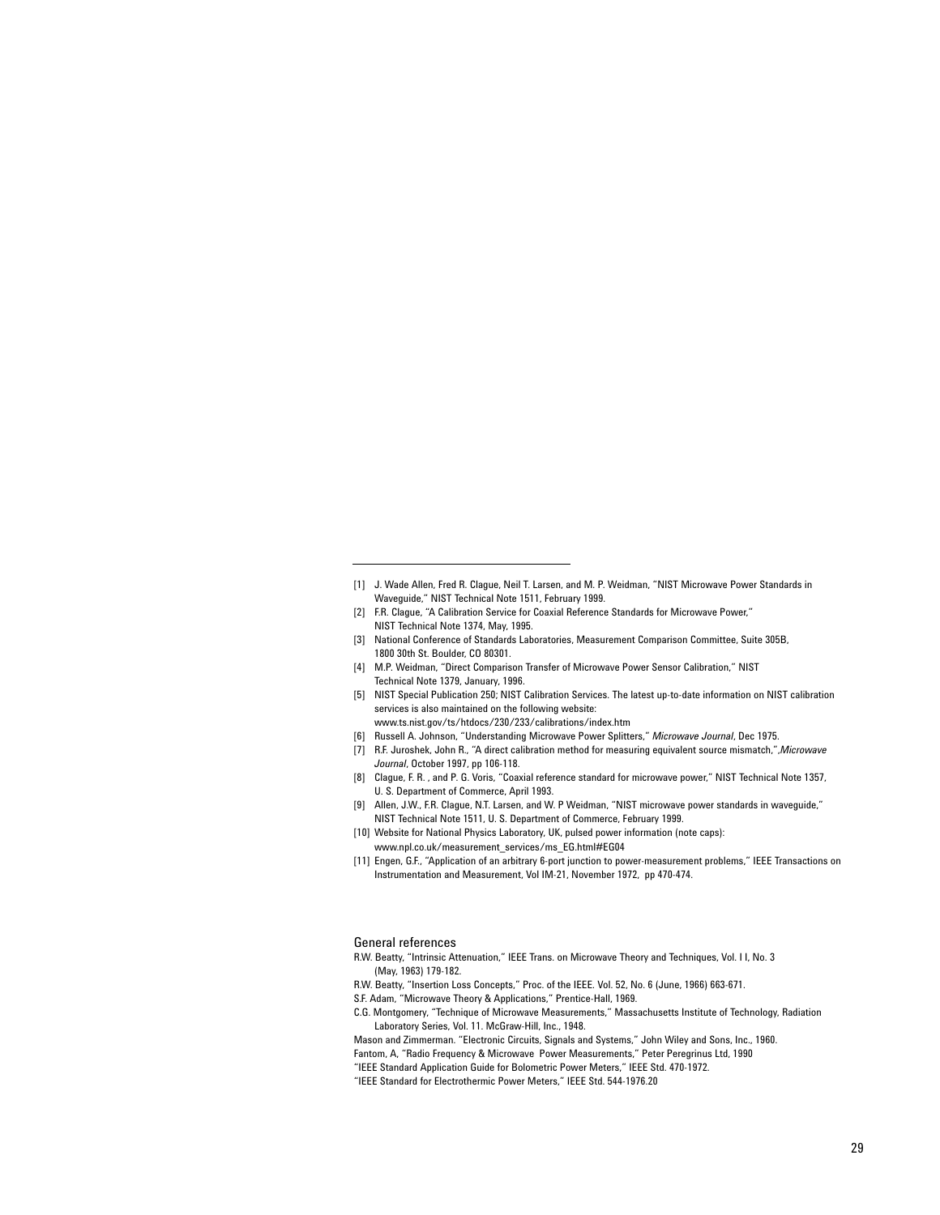[1] J. Wade Allen, Fred R. Clague, Neil T. Larsen, and M. P. Weidman, "NIST Microwave Power Standards in Waveguide," NIST Technical Note 1511, February 1999.

[2] F.R. Clague, "A Calibration Service for Coaxial Reference Standards for Microwave Power," NIST Technical Note 1374, May, 1995.

[3] National Conference of Standards Laboratories, Measurement Comparison Committee, Suite 305B, 1800 30th St. Boulder, CO 80301.

[4] M.P. Weidman, "Direct Comparison Transfer of Microwave Power Sensor Calibration," NIST Technical Note 1379, January, 1996.

[5] NIST Special Publication 250; NIST Calibration Services. The latest up-to-date information on NIST calibration services is also maintained on the following website: www.ts.nist.gov/ts/htdocs/230/233/calibrations/index.htm

[6] Russell A. Johnson, "Understanding Microwave Power Splitters," *Microwave Journal*, Dec 1975.

[7] R.F. Juroshek, John R., "A direct calibration method for measuring equivalent source mismatch,",*Microwave Journal*, October 1997, pp 106-118.

[8] Clague, F. R. , and P. G. Voris, "Coaxial reference standard for microwave power," NIST Technical Note 1357, U. S. Department of Commerce, April 1993.

[9] Allen, J.W., F.R. Clague, N.T. Larsen, and W. P Weidman, "NIST microwave power standards in waveguide," NIST Technical Note 1511, U. S. Department of Commerce, February 1999.

[10] Website for National Physics Laboratory, UK, pulsed power information (note caps): www.npl.co.uk/measurement_services/ms_EG.html#EG04

[11] Engen, G.F., "Application of an arbitrary 6-port junction to power-measurement problems," IEEE Transactions on Instrumentation and Measurement, Vol IM-21, November 1972, pp 470-474.

## General references

R.W. Beatty, "Intrinsic Attenuation," IEEE Trans. on Microwave Theory and Techniques, Vol. I I, No. 3 (May, 1963) 179-182.

R.W. Beatty, "Insertion Loss Concepts," Proc. of the IEEE. Vol. 52, No. 6 (June, 1966) 663-671.

S.F. Adam, "Microwave Theory & Applications," Prentice-Hall, 1969.

C.G. Montgomery, "Technique of Microwave Measurements," Massachusetts Institute of Technology, Radiation Laboratory Series, Vol. 11. McGraw-Hill, Inc., 1948.

Mason and Zimmerman. "Electronic Circuits, Signals and Systems," John Wiley and Sons, Inc., 1960.

Fantom, A, "Radio Frequency & Microwave Power Measurements," Peter Peregrinus Ltd, 1990

"IEEE Standard Application Guide for Bolometric Power Meters," IEEE Std. 470-1972.

"IEEE Standard for Electrothermic Power Meters," IEEE Std. 544-1976.20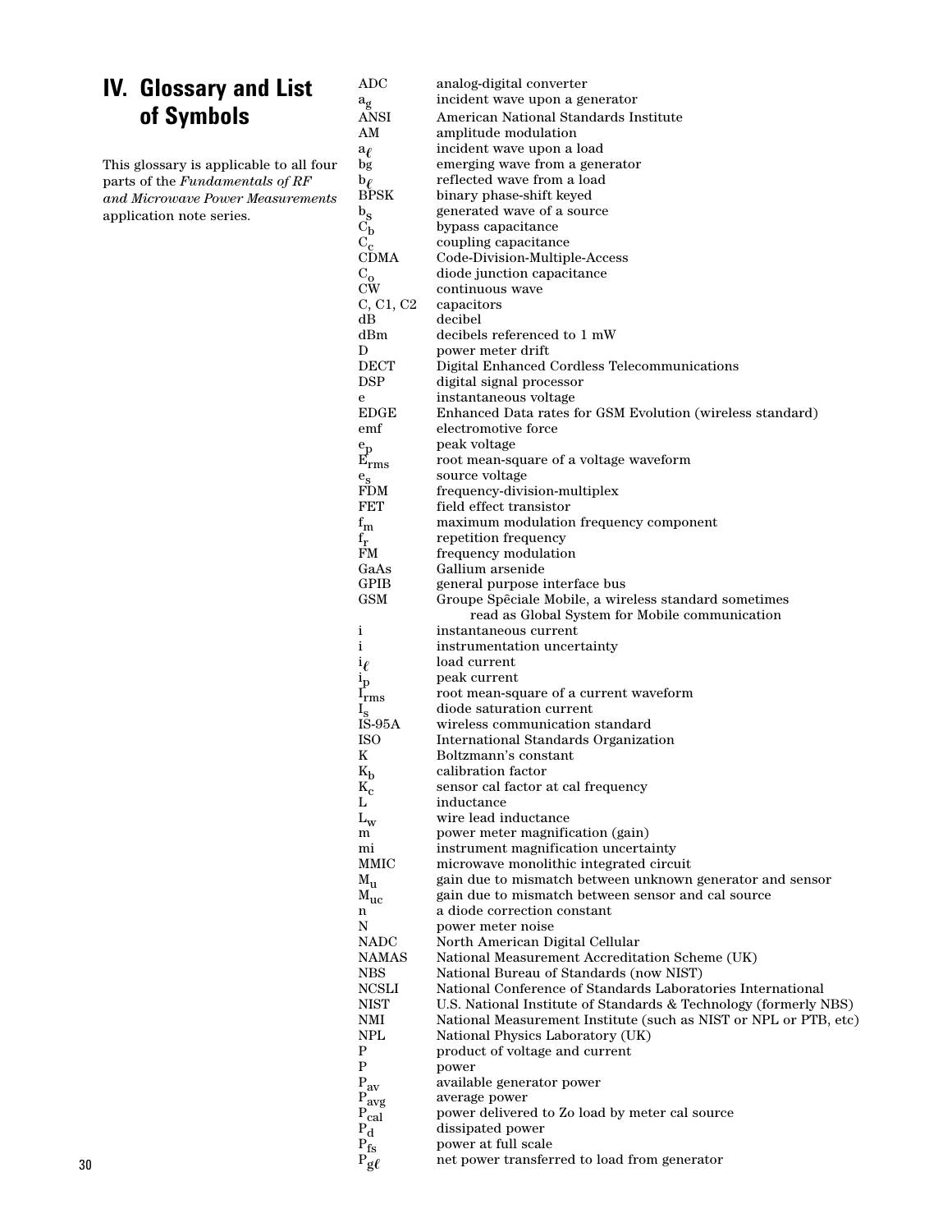# IV. Glossary and List of Symbols

This glossary is applicable to all four parts of the *Fundamentals of RF and Microwave Power Measurements* application note series.

| | |
|---|---|
| ADC | analog-digital converter |
| $a_g$ | incident wave upon a generator |
| ANSI | American National Standards Institute |
| AM | amplitude modulation |
| $a_\ell$ | incident wave upon a load |
| bg | emerging wave from a generator |
| $b_\ell$ | reflected wave from a load |
| BPSK | binary phase-shift keyed |
| $b_s$ | generated wave of a source |
| $C_b$ | bypass capacitance |
| $C_c$ | coupling capacitance |
| CDMA | Code-Division-Multiple-Access |
| $C_o$ | diode junction capacitance |
| CW | continuous wave |
| C, C1, C2 | capacitors |
| dB | decibel |
| dBm | decibels referenced to 1 mW |
| D | power meter drift |
| DECT | Digital Enhanced Cordless Telecommunications |
| DSP | digital signal processor |
| e | instantaneous voltage |
| EDGE | Enhanced Data rates for GSM Evolution (wireless standard) |
| emf | electromotive force |
| $e_p$ | peak voltage |
| $E_{rms}$ | root mean-square of a voltage waveform |
| $e_s$ | source voltage |
| FDM | frequency-division-multiplex |
| FET | field effect transistor |
| $f_m$ | maximum modulation frequency component |
| $f_r$ | repetition frequency |
| FM | frequency modulation |
| GaAs | Gallium arsenide |
| GPIB | general purpose interface bus |
| GSM | Groupe Spêciale Mobile, a wireless standard sometimes read as Global System for Mobile communication |
| i | instantaneous current |
| i | instrumentation uncertainty |
| $i_\ell$ | load current |
| $i_p$ | peak current |
| $I_{rms}$ | root mean-square of a current waveform |
| $I_s$ | diode saturation current |
| IS-95A | wireless communication standard |
| ISO | International Standards Organization |
| K | Boltzmann's constant |
| $K_b$ | calibration factor |
| $K_c$ | sensor cal factor at cal frequency |
| L | inductance |
| $L_w$ | wire lead inductance |
| m | power meter magnification (gain) |
| mi | instrument magnification uncertainty |
| MMIC | microwave monolithic integrated circuit |
| $M_u$ | gain due to mismatch between unknown generator and sensor |
| $M_{uc}$ | gain due to mismatch between sensor and cal source |
| n | a diode correction constant |
| N | power meter noise |
| NADC | North American Digital Cellular |
| NAMAS | National Measurement Accreditation Scheme (UK) |
| NBS | National Bureau of Standards (now NIST) |
| NCSLI | National Conference of Standards Laboratories International |
| NIST | U.S. National Institute of Standards & Technology (formerly NBS) |
| NMI | National Measurement Institute (such as NIST or NPL or PTB, etc) |
| NPL | National Physics Laboratory (UK) |
| P | product of voltage and current |
| P | power |
| $P_{av}$ | available generator power |
| $P_{avg}$ | average power |
| $P_{cal}$ | power delivered to Zo load by meter cal source |
| $P_d$ | dissipated power |
| $P_{fs}$ | power at full scale |
| $P_{g\ell}$ | net power transferred to load from generator |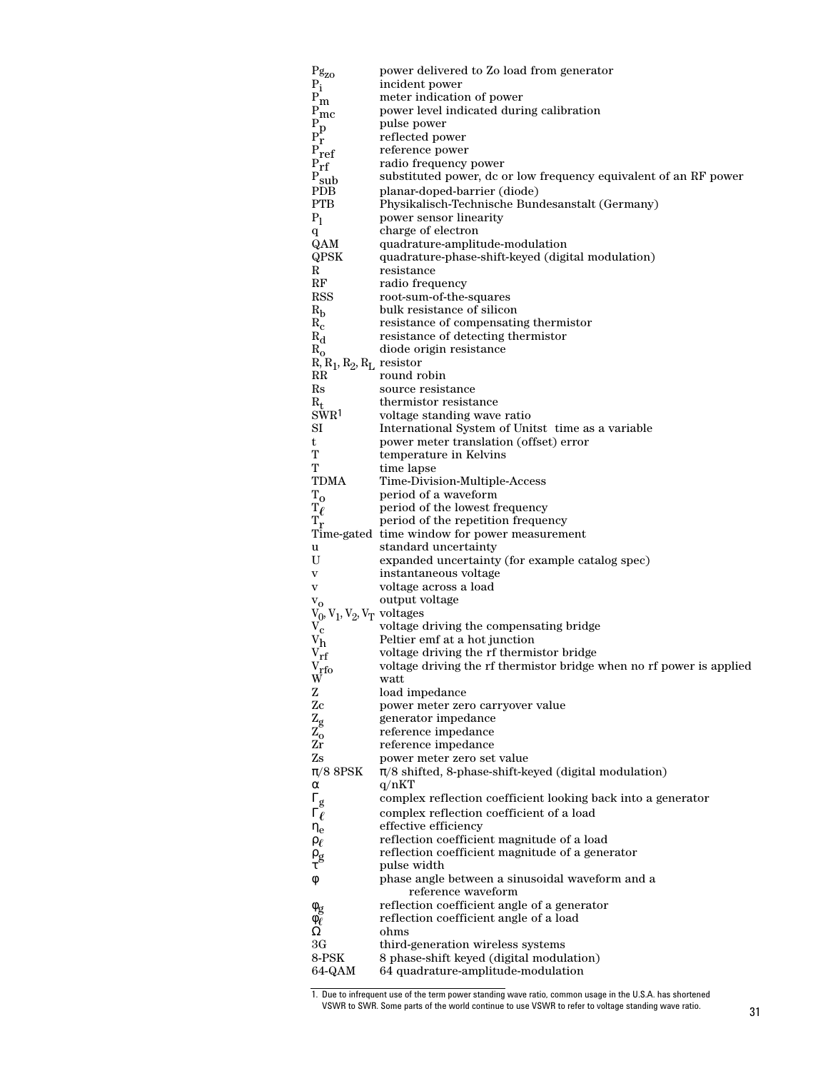| | |
|---|---|
| $Pg_{zo}$ | power delivered to Zo load from generator |
| $P_i$ | incident power |
| $P_m$ | meter indication of power |
| $P_{mc}$ | power level indicated during calibration |
| $P_p$ | pulse power |
| $P_r$ | reflected power |
| $P_{ref}$ | reference power |
| $P_{rf}$ | radio frequency power |
| $P_{sub}$ | substituted power, dc or low frequency equivalent of an RF power |
| PDB | planar-doped-barrier (diode) |
| PTB | Physikalisch-Technische Bundesanstalt (Germany) |
| $P_l$ | power sensor linearity |
| q | charge of electron |
| QAM | quadrature-amplitude-modulation |
| QPSK | quadrature-phase-shift-keyed (digital modulation) |
| R | resistance |
| RF | radio frequency |
| RSS | root-sum-of-the-squares |
| $R_b$ | bulk resistance of silicon |
| $R_c$ | resistance of compensating thermistor |
| $R_d$ | resistance of detecting thermistor |
| $R_o$ | diode origin resistance |
| R, $R_1$, $R_2$, $R_L$ | resistor |
| RR | round robin |
| Rs | source resistance |
| $R_t$ | thermistor resistance |
| SWR[1] | voltage standing wave ratio |
| SI | International System of Unitst time as a variable |
| t | power meter translation (offset) error |
| T | temperature in Kelvins |
| T | time lapse |
| TDMA | Time-Division-Multiple-Access |
| $T_o$ | period of a waveform |
| $T_\ell$ | period of the lowest frequency |
| $T_r$ | period of the repetition frequency |
| Time-gated | time window for power measurement |
| u | standard uncertainty |
| U | expanded uncertainty (for example catalog spec) |
| v | instantaneous voltage |
| v | voltage across a load |
| $v_o$ | output voltage |
| $V_0$, $V_1$, $V_2$, $V_T$ | voltages |
| $V_c$ | voltage driving the compensating bridge |
| $V_h$ | Peltier emf at a hot junction |
| $V_{rf}$ | voltage driving the rf thermistor bridge |
| $V_{rfo}$ | voltage driving the rf thermistor bridge when no rf power is applied |
| W | watt |
| Z | load impedance |
| Zc | power meter zero carryover value |
| $Z_g$ | generator impedance |
| $Z_o$ | reference impedance |
| Zr | reference impedance |
| Zs | power meter zero set value |
| π/8 8PSK | π/8 shifted, 8-phase-shift-keyed (digital modulation) |
| $\alpha$ | q/nKT |
| $\Gamma_g$ | complex reflection coefficient looking back into a generator |
| $\Gamma_\ell$ | complex reflection coefficient of a load |
| $\eta_e$ | effective efficiency |
| $\rho_\ell$ | reflection coefficient magnitude of a load |
| $\rho_g$ | reflection coefficient magnitude of a generator |
| $\tau$ | pulse width |
| $\phi$ | phase angle between a sinusoidal waveform and a reference waveform |
| $\phi_g$ | reflection coefficient angle of a generator |
| $\phi_\ell$ | reflection coefficient angle of a load |
| Ω | ohms |
| 3G | third-generation wireless systems |
| 8-PSK | 8 phase-shift keyed (digital modulation) |
| 64-QAM | 64 quadrature-amplitude-modulation |

1. Due to infrequent use of the term power standing wave ratio, common usage in the U.S.A. has shortened VSWR to SWR. Some parts of the world continue to use VSWR to refer to voltage standing wave ratio.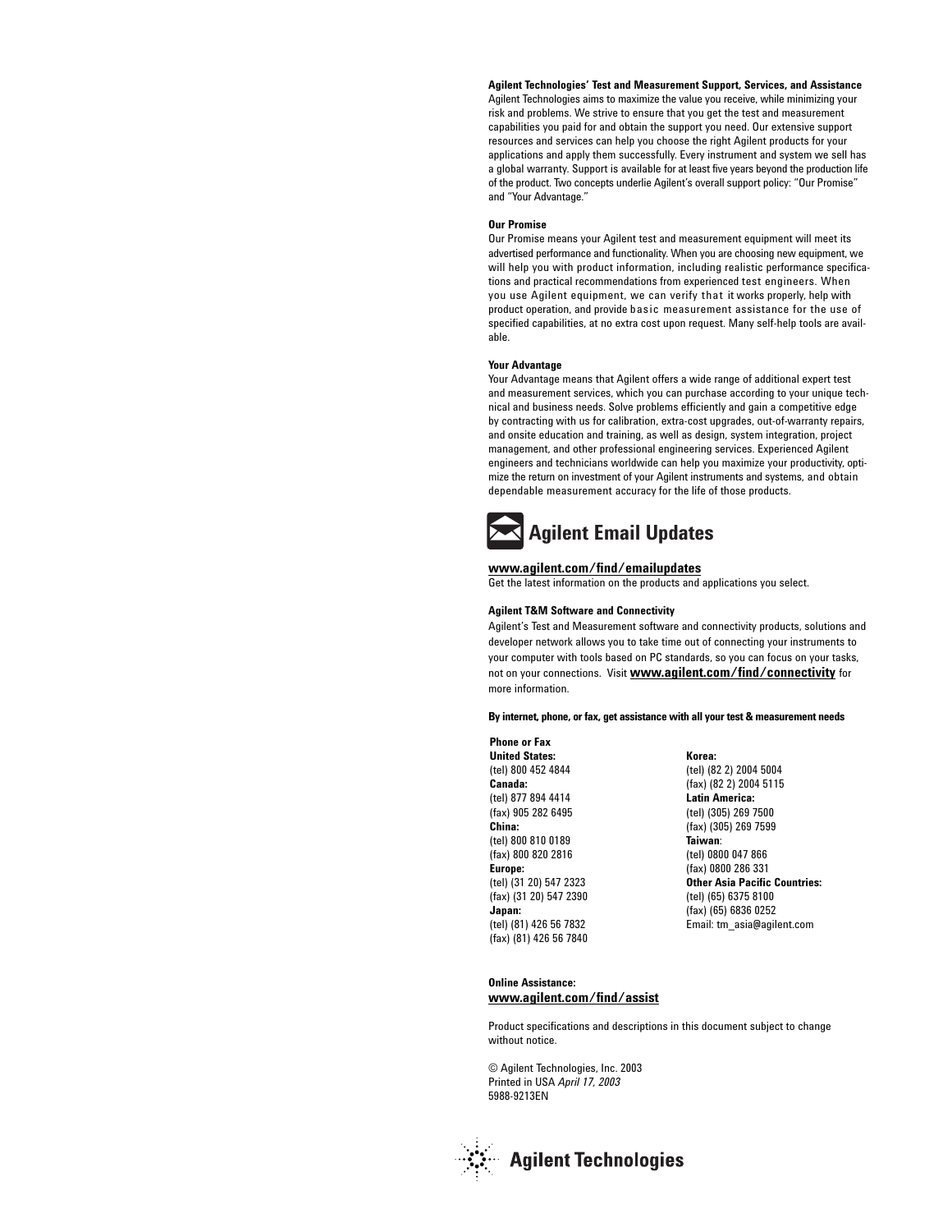**Agilent Technologies' Test and Measurement Support, Services, and Assistance**

Agilent Technologies aims to maximize the value you receive, while minimizing your risk and problems. We strive to ensure that you get the test and measurement capabilities you paid for and obtain the support you need. Our extensive support resources and services can help you choose the right Agilent products for your applications and apply them successfully. Every instrument and system we sell has a global warranty. Support is available for at least five years beyond the production life of the product. Two concepts underlie Agilent's overall support policy: "Our Promise" and "Your Advantage."

**Our Promise**

Our Promise means your Agilent test and measurement equipment will meet its advertised performance and functionality. When you are choosing new equipment, we will help you with product information, including realistic performance specifications and practical recommendations from experienced test engineers. When you use Agilent equipment, we can verify that it works properly, help with product operation, and provide basic measurement assistance for the use of specified capabilities, at no extra cost upon request. Many self-help tools are available.

**Your Advantage**

Your Advantage means that Agilent offers a wide range of additional expert test and measurement services, which you can purchase according to your unique technical and business needs. Solve problems efficiently and gain a competitive edge by contracting with us for calibration, extra-cost upgrades, out-of-warranty repairs, and onsite education and training, as well as design, system integration, project management, and other professional engineering services. Experienced Agilent engineers and technicians worldwide can help you maximize your productivity, optimize the return on investment of your Agilent instruments and systems, and obtain dependable measurement accuracy for the life of those products.

## Agilent Email Updates

**www.agilent.com/find/emailupdates**
Get the latest information on the products and applications you select.

**Agilent T&M Software and Connectivity**

Agilent's Test and Measurement software and connectivity products, solutions and developer network allows you to take time out of connecting your instruments to your computer with tools based on PC standards, so you can focus on your tasks, not on your connections. Visit **www.agilent.com/find/connectivity** for more information.

**By internet, phone, or fax, get assistance with all your test & measurement needs**

**Phone or Fax**

**United States:**
(tel) 800 452 4844

**Canada:**
(tel) 877 894 4414
(fax) 905 282 6495

**China:**
(tel) 800 810 0189
(fax) 800 820 2816

**Europe:**
(tel) (31 20) 547 2323
(fax) (31 20) 547 2390

**Japan:**
(tel) (81) 426 56 7832
(fax) (81) 426 56 7840

**Korea:**
(tel) (82 2) 2004 5004
(fax) (82 2) 2004 5115

**Latin America:**
(tel) (305) 269 7500
(fax) (305) 269 7599

**Taiwan**:
(tel) 0800 047 866
(fax) 0800 286 331

**Other Asia Pacific Countries:**
(tel) (65) 6375 8100
(fax) (65) 6836 0252
Email: tm_asia@agilent.com

**Online Assistance:**
**www.agilent.com/find/assist**

Product specifications and descriptions in this document subject to change without notice.

© Agilent Technologies, Inc. 2003
Printed in USA *April 17, 2003*
5988-9213EN

**Agilent Technologies**